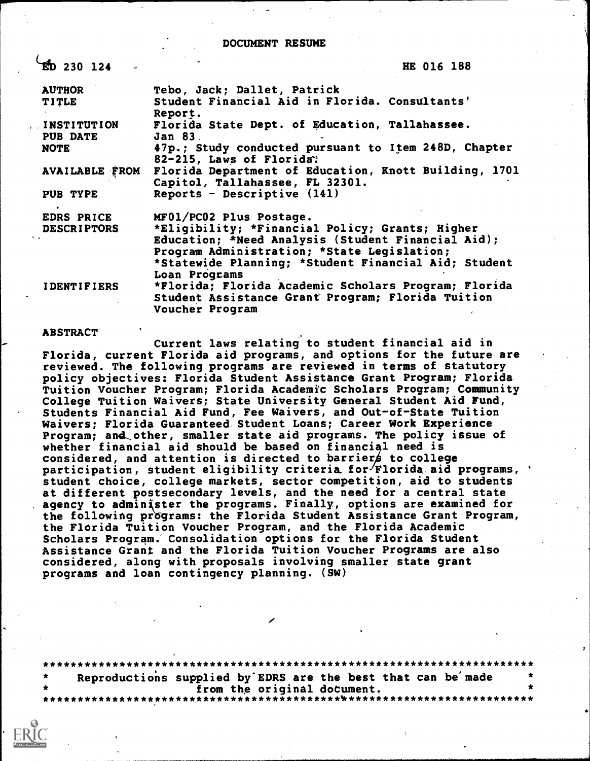DOCUMENT RESUME

| | |
|---|---|
| ED 230 124 | HE 016 188 |
| AUTHOR | Tebo, Jack; Dallet, Patrick |
| TITLE | Student Financial Aid in Florida. Consultants' Report. |
| INSTITUTION | Florida State Dept. of Education, Tallahassee. |
| PUB DATE | Jan 83 |
| NOTE | 47p.; Study conducted pursuant to Item 248D, Chapter 82-215, Laws of Florida. |
| AVAILABLE FROM | Florida Department of Education, Knott Building, 1701 Capitol, Tallahassee, FL 32301. |
| PUB TYPE | Reports - Descriptive (141) |
| EDRS PRICE | MF01/PC02 Plus Postage. |
| DESCRIPTORS | *Eligibility; *Financial Policy; Grants; Higher Education; *Need Analysis (Student Financial Aid); Program Administration; *State Legislation; *Statewide Planning; *Student Financial Aid; Student Loan Programs |
| IDENTIFIERS | *Florida; Florida Academic Scholars Program; Florida Student Assistance Grant Program; Florida Tuition Voucher Program |

ABSTRACT

Current laws relating to student financial aid in Florida, current Florida aid programs, and options for the future are reviewed. The following programs are reviewed in terms of statutory policy objectives: Florida Student Assistance Grant Program; Florida Tuition Voucher Program; Florida Academic Scholars Program; Community College Tuition Waivers; State University General Student Aid Fund, Students Financial Aid Fund, Fee Waivers, and Out-of-State Tuition Waivers; Florida Guaranteed Student Loans; Career Work Experience Program; and other, smaller state aid programs. The policy issue of whether financial aid should be based on financial need is considered, and attention is directed to barriers to college participation, student eligibility criteria for Florida aid programs, student choice, college markets, sector competition, aid to students at different postsecondary levels, and the need for a central state agency to administer the programs. Finally, options are examined for the following programs: the Florida Student Assistance Grant Program, the Florida Tuition Voucher Program, and the Florida Academic Scholars Program. Consolidation options for the Florida Student Assistance Grant and the Florida Tuition Voucher Programs are also considered, along with proposals involving smaller state grant programs and loan contingency planning. (SW)

Reproductions supplied by EDRS are the best that can be made from the original document.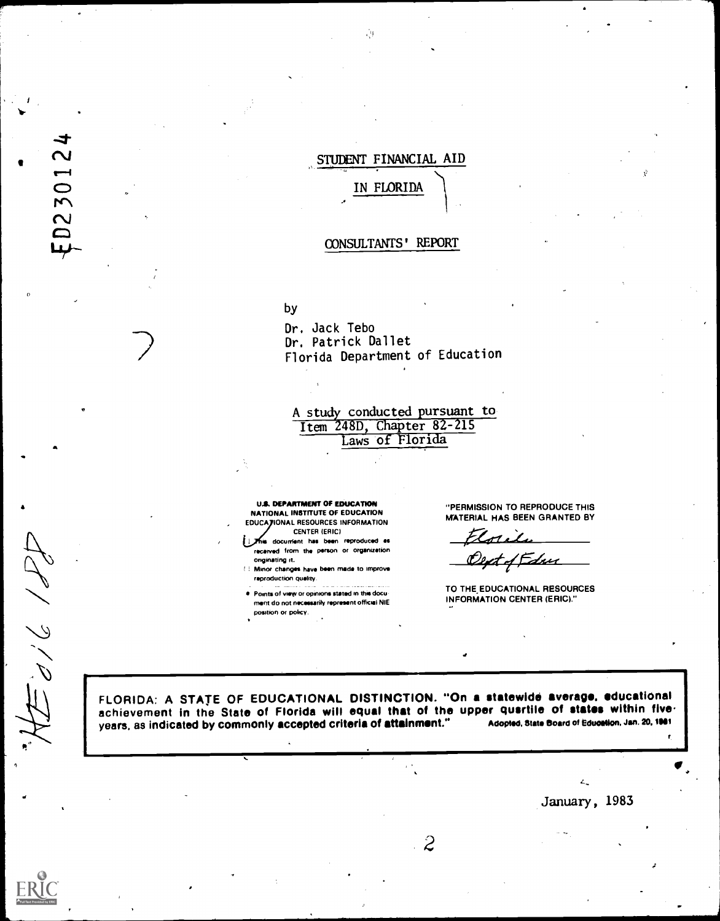# STUDENT FINANCIAL AID

## IN FLORIDA

### CONSULTANTS' REPORT

by

Dr. Jack Tebo
Dr. Patrick Dallet
Florida Department of Education

A study conducted pursuant to
Item 248D, Chapter 82-215
Laws of Florida

U.S. DEPARTMENT OF EDUCATION
NATIONAL INSTITUTE OF EDUCATION
EDUCATIONAL RESOURCES INFORMATION
CENTER (ERIC)

This document has been reproduced as received from the person or organization originating it.

Minor changes have been made to improve reproduction quality.

Points of view or opinions stated in this document do not necessarily represent official NIE position or policy.

"PERMISSION TO REPRODUCE THIS MATERIAL HAS BEEN GRANTED BY

Florida
Dept of Educ

TO THE EDUCATIONAL RESOURCES INFORMATION CENTER (ERIC)."

**FLORIDA: A STATE OF EDUCATIONAL DISTINCTION. "On a statewide average, educational achievement in the State of Florida will equal that of the upper quartile of states within five years, as indicated by commonly accepted criteria of attainment."** Adopted, State Board of Education, Jan. 20, 1981

January, 1983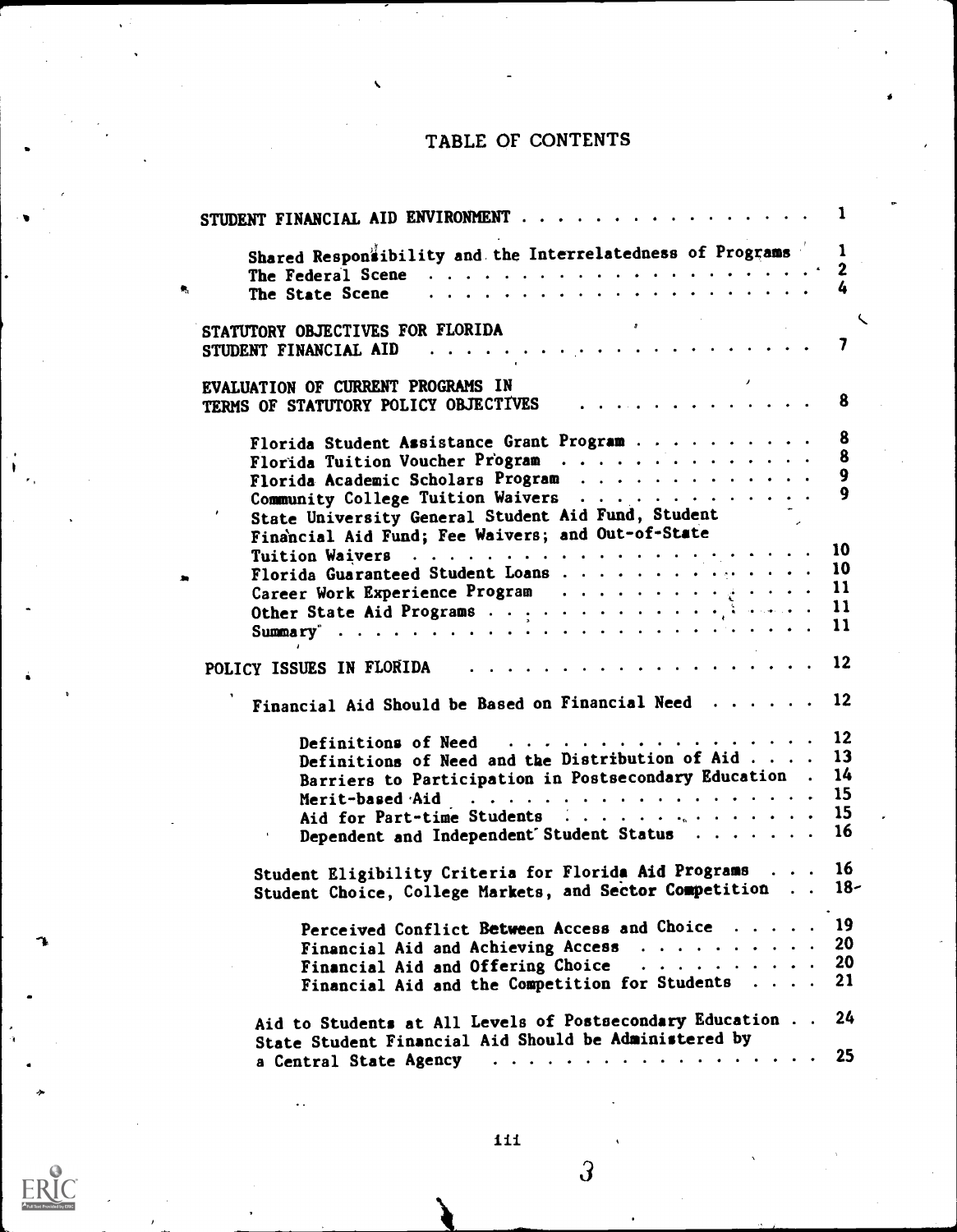# TABLE OF CONTENTS

STUDENT FINANCIAL AID ENVIRONMENT . . . . . . . . . . . . . . . . . 1

- Shared Responsibility and the Interrelatedness of Programs . . . 1
- The Federal Scene . . . . . . . . . . . . . . . . . . . . . . 2
- The State Scene . . . . . . . . . . . . . . . . . . . . . . . 4

STATUTORY OBJECTIVES FOR FLORIDA STUDENT FINANCIAL AID . . . . . . . . . . . . . . . . . . . 7

EVALUATION OF CURRENT PROGRAMS IN TERMS OF STATUTORY POLICY OBJECTIVES . . . . . . . . . . . . . 8

- Florida Student Assistance Grant Program . . . . . . . . . . 8
- Florida Tuition Voucher Program . . . . . . . . . . . . . . 8
- Florida Academic Scholars Program . . . . . . . . . . . . . 9
- Community College Tuition Waivers . . . . . . . . . . . . . 9
- State University General Student Aid Fund, Student Financial Aid Fund; Fee Waivers; and Out-of-State Tuition Waivers . . . . . . . . . . . . . . . . . . . . . 10
- Florida Guaranteed Student Loans . . . . . . . . . . . . . . 10
- Career Work Experience Program . . . . . . . . . . . . . . 11
- Other State Aid Programs . . . . . . . . . . . . . . . . . 11
- Summary . . . . . . . . . . . . . . . . . . . . . . . . . . 11

POLICY ISSUES IN FLORIDA . . . . . . . . . . . . . . . . . . . . 12

- Financial Aid Should be Based on Financial Need . . . . . . 12
  - Definitions of Need . . . . . . . . . . . . . . . . . . 12
  - Definitions of Need and the Distribution of Aid . . . . 13
  - Barriers to Participation in Postsecondary Education . 14
  - Merit-based Aid . . . . . . . . . . . . . . . . . . . . 15
  - Aid for Part-time Students . . . . . . . . . . . . . . . 15
  - Dependent and Independent Student Status . . . . . . . 16
- Student Eligibility Criteria for Florida Aid Programs . . . 16
- Student Choice, College Markets, and Sector Competition . . 18
  - Perceived Conflict Between Access and Choice . . . . . 19
  - Financial Aid and Achieving Access . . . . . . . . . . 20
  - Financial Aid and Offering Choice . . . . . . . . . . . 20
  - Financial Aid and the Competition for Students . . . . 21
- Aid to Students at All Levels of Postsecondary Education . . 24
- State Student Financial Aid Should be Administered by a Central State Agency . . . . . . . . . . . . . . . . . . . 25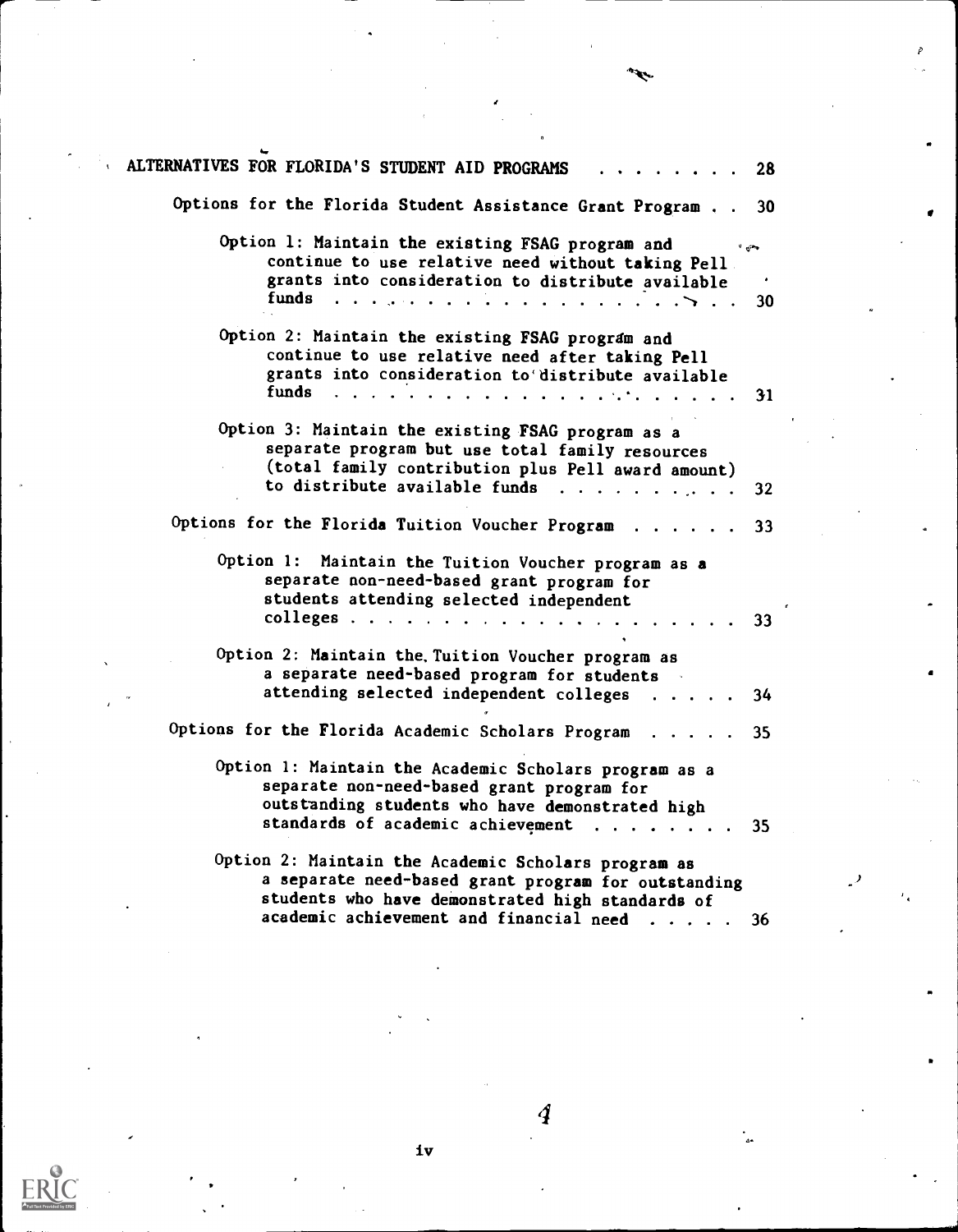ALTERNATIVES FOR FLORIDA'S STUDENT AID PROGRAMS . . . . . . . . . 28

Options for the Florida Student Assistance Grant Program . . 30

Option 1: Maintain the existing FSAG program and continue to use relative need without taking Pell grants into consideration to distribute available funds . . . . . . . . . . . . . . . . . . . . 30

Option 2: Maintain the existing FSAG program and continue to use relative need after taking Pell grants into consideration to distribute available funds . . . . . . . . . . . . . . . . . . . . 31

Option 3: Maintain the existing FSAG program as a separate program but use total family resources (total family contribution plus Pell award amount) to distribute available funds . . . . . . . . . . 32

Options for the Florida Tuition Voucher Program . . . . . . 33

Option 1: Maintain the Tuition Voucher program as a separate non-need-based grant program for students attending selected independent colleges . . . . . . . . . . . . . . . . . . . . 33

Option 2: Maintain the Tuition Voucher program as a separate need-based program for students attending selected independent colleges . . . . . 34

Options for the Florida Academic Scholars Program . . . . . 35

Option 1: Maintain the Academic Scholars program as a separate non-need-based grant program for outstanding students who have demonstrated high standards of academic achievement . . . . . . . . 35

Option 2: Maintain the Academic Scholars program as a separate need-based grant program for outstanding students who have demonstrated high standards of academic achievement and financial need . . . . . 36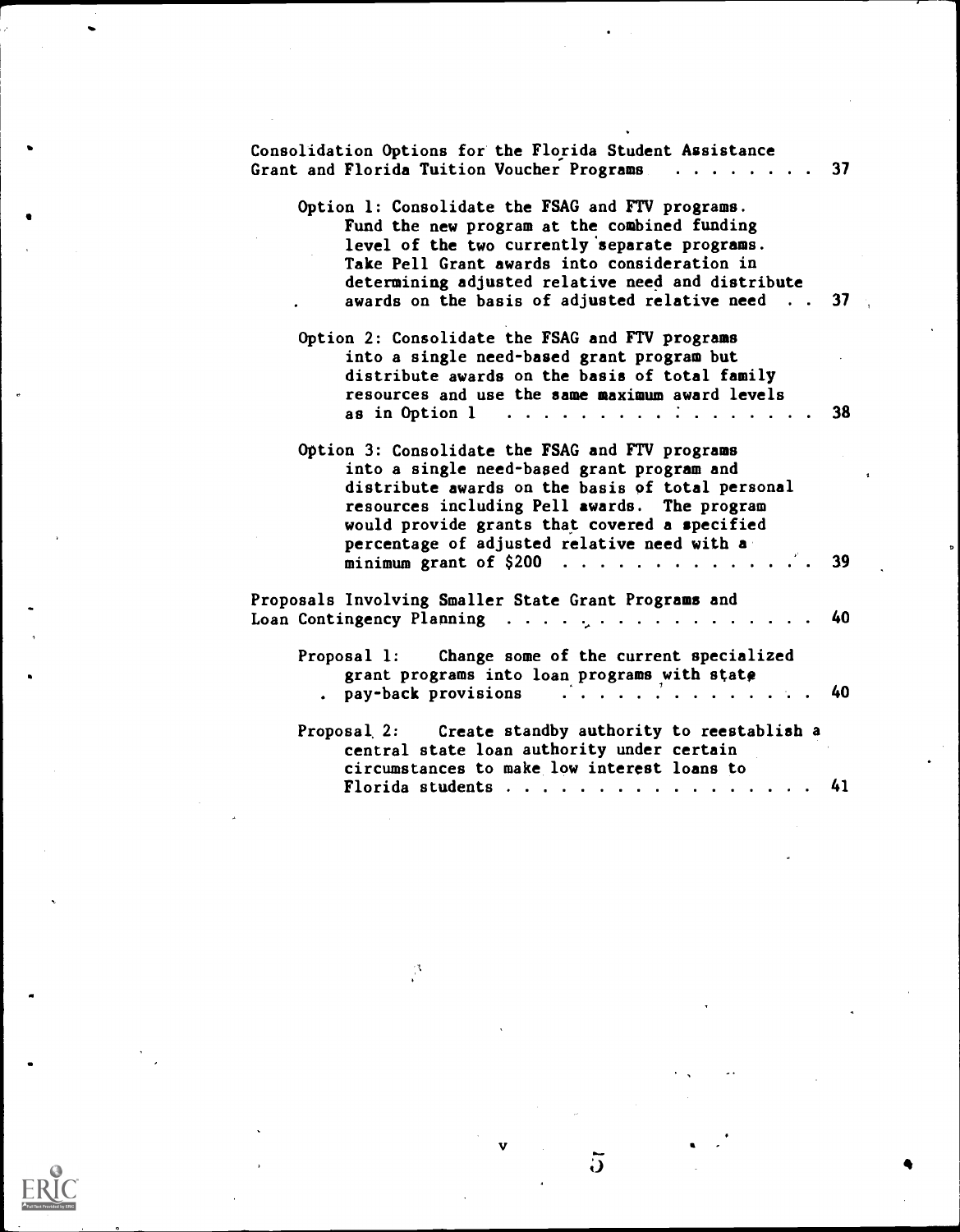Consolidation Options for the Florida Student Assistance Grant and Florida Tuition Voucher Programs . . . . . . . . 37

Option 1: Consolidate the FSAG and FTV programs. Fund the new program at the combined funding level of the two currently separate programs. Take Pell Grant awards into consideration in determining adjusted relative need and distribute awards on the basis of adjusted relative need . . 37

Option 2: Consolidate the FSAG and FTV programs into a single need-based grant program but distribute awards on the basis of total family resources and use the same maximum award levels as in Option 1 . . . . . . . . . . . . . . . . 38

Option 3: Consolidate the FSAG and FTV programs into a single need-based grant program and distribute awards on the basis of total personal resources including Pell awards. The program would provide grants that covered a specified percentage of adjusted relative need with a minimum grant of $200 . . . . . . . . . . . . . . 39

Proposals Involving Smaller State Grant Programs and Loan Contingency Planning . . . . . . . . . . . . . . . . 40

Proposal 1: Change some of the current specialized grant programs into loan programs with state pay-back provisions . . . . . . . . . . . . . . 40

Proposal 2: Create standby authority to reestablish a central state loan authority under certain circumstances to make low interest loans to Florida students . . . . . . . . . . . . . . . . . 41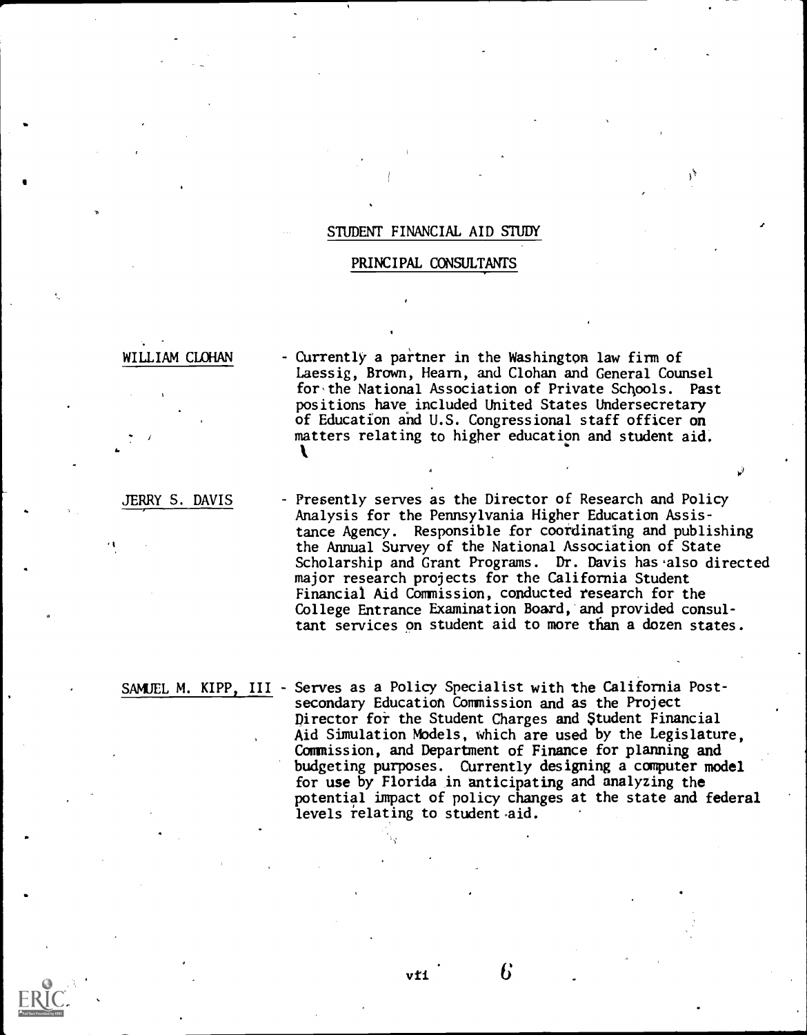## STUDENT FINANCIAL AID STUDY

### PRINCIPAL CONSULTANTS

**WILLIAM CLOHAN** - Currently a partner in the Washington law firm of Laessig, Brown, Hearn, and Clohan and General Counsel for the National Association of Private Schools. Past positions have included United States Undersecretary of Education and U.S. Congressional staff officer on matters relating to higher education and student aid.

**JERRY S. DAVIS** - Presently serves as the Director of Research and Policy Analysis for the Pennsylvania Higher Education Assistance Agency. Responsible for coordinating and publishing the Annual Survey of the National Association of State Scholarship and Grant Programs. Dr. Davis has also directed major research projects for the California Student Financial Aid Commission, conducted research for the College Entrance Examination Board, and provided consultant services on student aid to more than a dozen states.

**SAMUEL M. KIPP, III** - Serves as a Policy Specialist with the California Postsecondary Education Commission and as the Project Director for the Student Charges and Student Financial Aid Simulation Models, which are used by the Legislature, Commission, and Department of Finance for planning and budgeting purposes. Currently designing a computer model for use by Florida in anticipating and analyzing the potential impact of policy changes at the state and federal levels relating to student aid.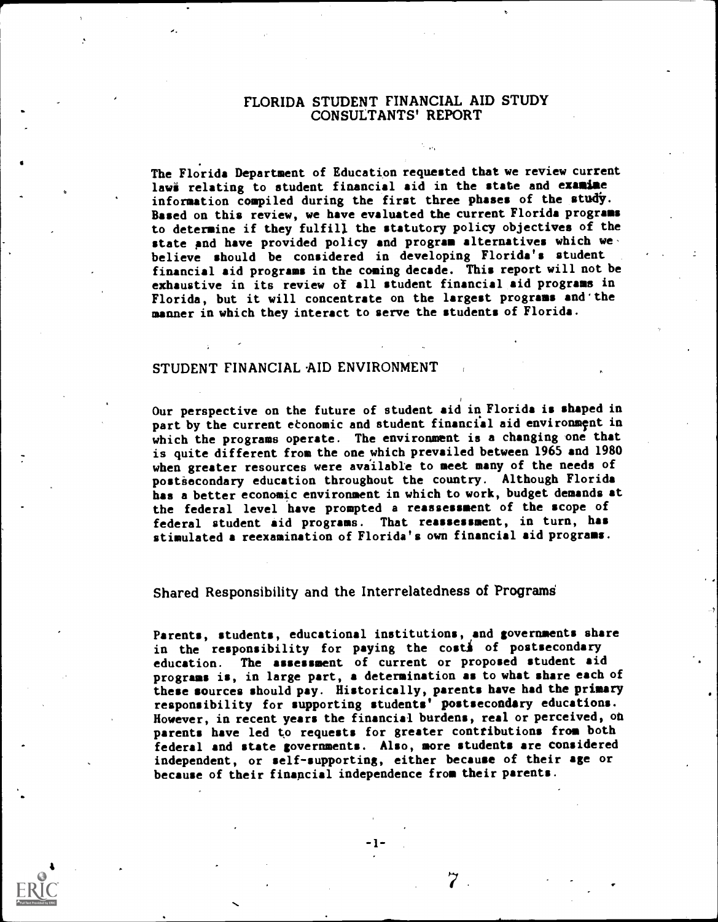# FLORIDA STUDENT FINANCIAL AID STUDY
# CONSULTANTS' REPORT

The Florida Department of Education requested that we review current laws relating to student financial aid in the state and examine information compiled during the first three phases of the study. Based on this review, we have evaluated the current Florida programs to determine if they fulfill the statutory policy objectives of the state and have provided policy and program alternatives which we believe should be considered in developing Florida's student financial aid programs in the coming decade. This report will not be exhaustive in its review of all student financial aid programs in Florida, but it will concentrate on the largest programs and the manner in which they interact to serve the students of Florida.

## STUDENT FINANCIAL AID ENVIRONMENT

Our perspective on the future of student aid in Florida is shaped in part by the current economic and student financial aid environment in which the programs operate. The environment is a changing one that is quite different from the one which prevailed between 1965 and 1980 when greater resources were available to meet many of the needs of postsecondary education throughout the country. Although Florida has a better economic environment in which to work, budget demands at the federal level have prompted a reassessment of the scope of federal student aid programs. That reassessment, in turn, has stimulated a reexamination of Florida's own financial aid programs.

### Shared Responsibility and the Interrelatedness of Programs

Parents, students, educational institutions, and governments share in the responsibility for paying the costs of postsecondary education. The assessment of current or proposed student aid programs is, in large part, a determination as to what share each of these sources should pay. Historically, parents have had the primary responsibility for supporting students' postsecondary educations. However, in recent years the financial burdens, real or perceived, on parents have led to requests for greater contributions from both federal and state governments. Also, more students are considered independent, or self-supporting, either because of their age or because of their financial independence from their parents.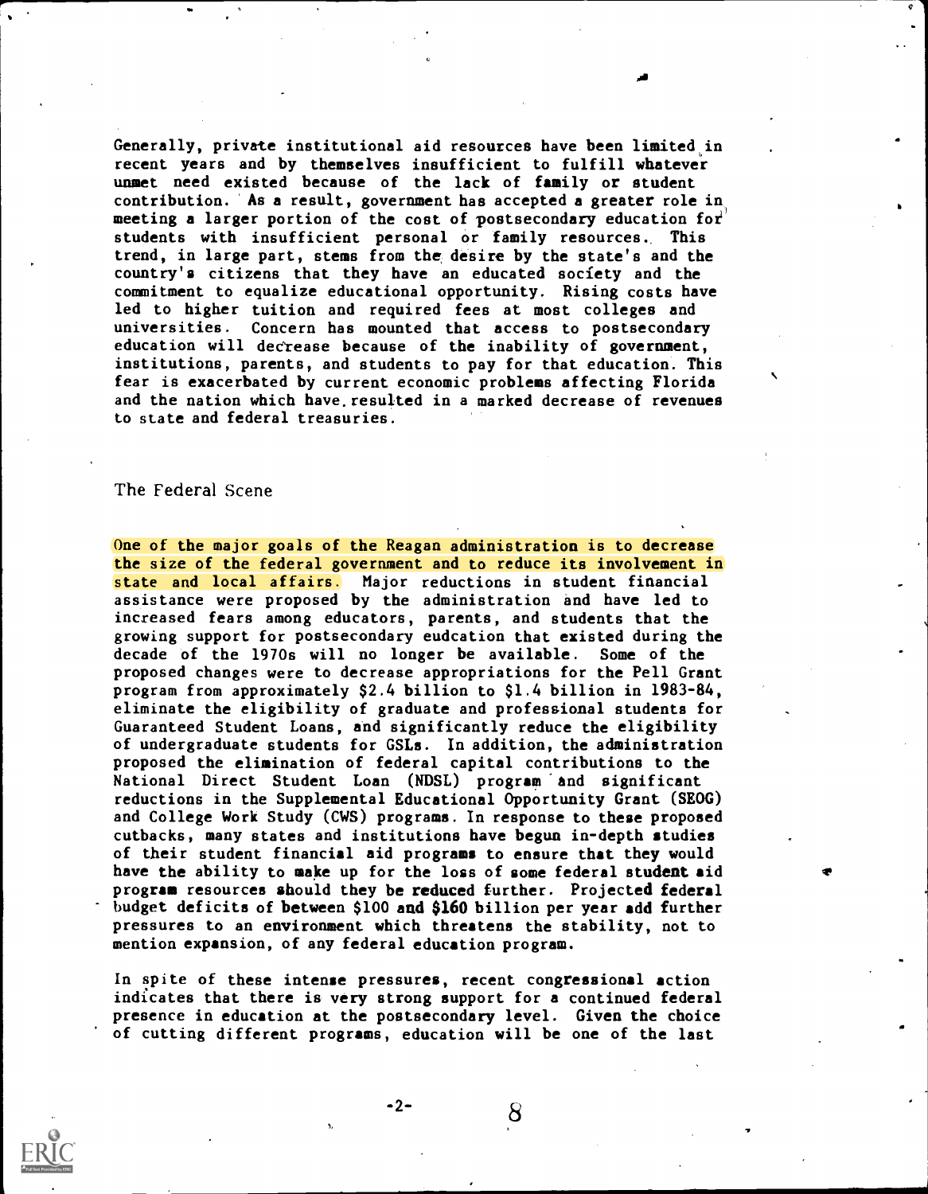Generally, private institutional aid resources have been limited in recent years and by themselves insufficient to fulfill whatever unmet need existed because of the lack of family or student contribution. As a result, government has accepted a greater role in meeting a larger portion of the cost of postsecondary education for students with insufficient personal or family resources. This trend, in large part, stems from the desire by the state's and the country's citizens that they have an educated society and the commitment to equalize educational opportunity. Rising costs have led to higher tuition and required fees at most colleges and universities. Concern has mounted that access to postsecondary education will decrease because of the inability of government, institutions, parents, and students to pay for that education. This fear is exacerbated by current economic problems affecting Florida and the nation which have resulted in a marked decrease of revenues to state and federal treasuries.

## The Federal Scene

One of the major goals of the Reagan administration is to decrease the size of the federal government and to reduce its involvement in state and local affairs. Major reductions in student financial assistance were proposed by the administration and have led to increased fears among educators, parents, and students that the growing support for postsecondary eudcation that existed during the decade of the 1970s will no longer be available. Some of the proposed changes were to decrease appropriations for the Pell Grant program from approximately $2.4 billion to $1.4 billion in 1983-84, eliminate the eligibility of graduate and professional students for Guaranteed Student Loans, and significantly reduce the eligibility of undergraduate students for GSLs. In addition, the administration proposed the elimination of federal capital contributions to the National Direct Student Loan (NDSL) program and significant reductions in the Supplemental Educational Opportunity Grant (SEOG) and College Work Study (CWS) programs. In response to these proposed cutbacks, many states and institutions have begun in-depth studies of their student financial aid programs to ensure that they would have the ability to make up for the loss of some federal student aid program resources should they be reduced further. Projected federal budget deficits of between $100 and $160 billion per year add further pressures to an environment which threatens the stability, not to mention expansion, of any federal education program.

In spite of these intense pressures, recent congressional action indicates that there is very strong support for a continued federal presence in education at the postsecondary level. Given the choice of cutting different programs, education will be one of the last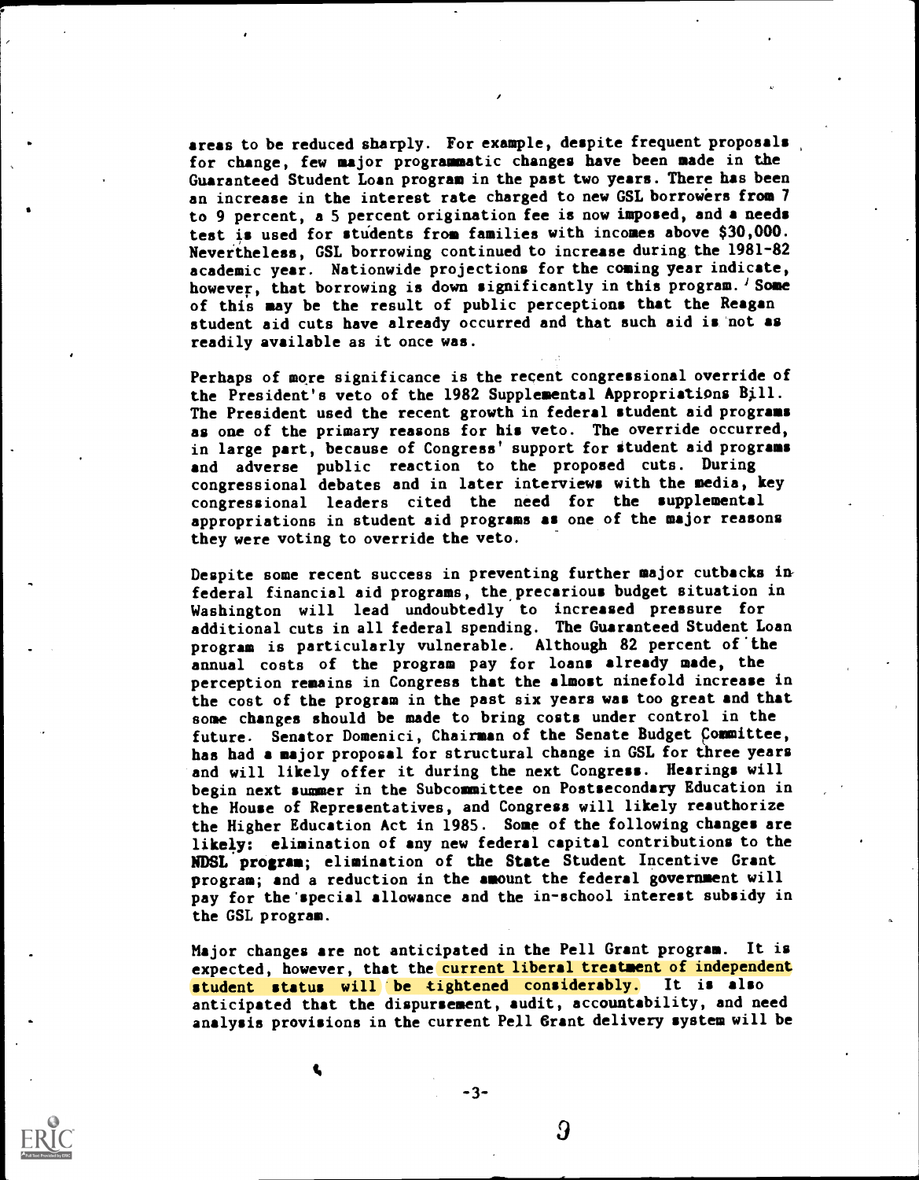areas to be reduced sharply. For example, despite frequent proposals for change, few major programmatic changes have been made in the Guaranteed Student Loan program in the past two years. There has been an increase in the interest rate charged to new GSL borrowers from 7 to 9 percent, a 5 percent origination fee is now imposed, and a needs test is used for students from families with incomes above $30,000. Nevertheless, GSL borrowing continued to increase during the 1981-82 academic year. Nationwide projections for the coming year indicate, however, that borrowing is down significantly in this program.[1] Some of this may be the result of public perceptions that the Reagan student aid cuts have already occurred and that such aid is not as readily available as it once was.

Perhaps of more significance is the recent congressional override of the President's veto of the 1982 Supplemental Appropriations Bill. The President used the recent growth in federal student aid programs as one of the primary reasons for his veto. The override occurred, in large part, because of Congress' support for student aid programs and adverse public reaction to the proposed cuts. During congressional debates and in later interviews with the media, key congressional leaders cited the need for the supplemental appropriations in student aid programs as one of the major reasons they were voting to override the veto.

Despite some recent success in preventing further major cutbacks in federal financial aid programs, the precarious budget situation in Washington will lead undoubtedly to increased pressure for additional cuts in all federal spending. The Guaranteed Student Loan program is particularly vulnerable. Although 82 percent of the annual costs of the program pay for loans already made, the perception remains in Congress that the almost ninefold increase in the cost of the program in the past six years was too great and that some changes should be made to bring costs under control in the future. Senator Domenici, Chairman of the Senate Budget Committee, has had a major proposal for structural change in GSL for three years and will likely offer it during the next Congress. Hearings will begin next summer in the Subcommittee on Postsecondary Education in the House of Representatives, and Congress will likely reauthorize the Higher Education Act in 1985. Some of the following changes are likely: elimination of any new federal capital contributions to the NDSL program; elimination of the State Student Incentive Grant program; and a reduction in the amount the federal government will pay for the special allowance and the in-school interest subsidy in the GSL program.

Major changes are not anticipated in the Pell Grant program. It is expected, however, that the current liberal treatment of independent student status will be tightened considerably. It is also anticipated that the dispursement, audit, accountability, and need analysis provisions in the current Pell Grant delivery system will be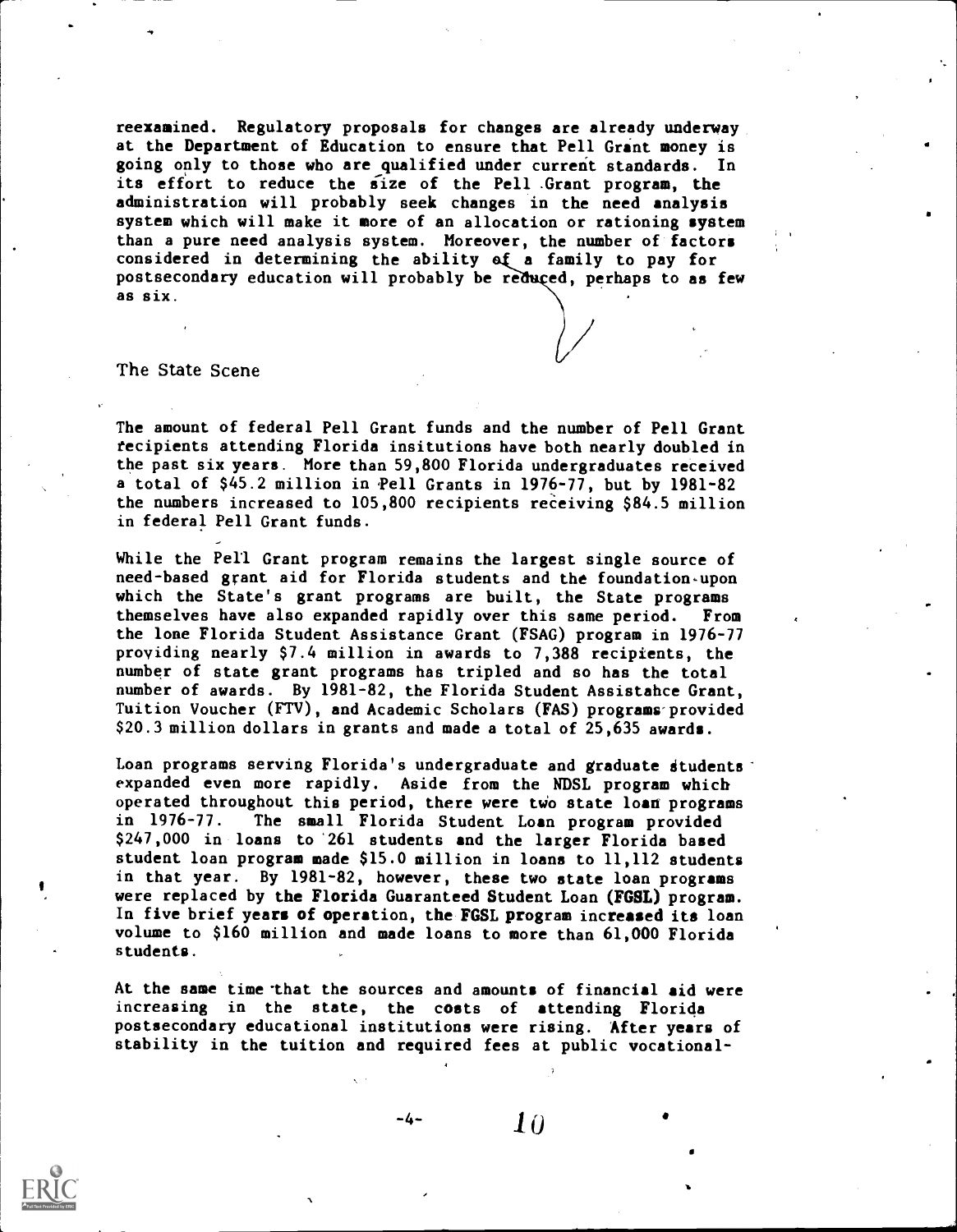reexamined. Regulatory proposals for changes are already underway at the Department of Education to ensure that Pell Grant money is going only to those who are qualified under current standards. In its effort to reduce the size of the Pell Grant program, the administration will probably seek changes in the need analysis system which will make it more of an allocation or rationing system than a pure need analysis system. Moreover, the number of factors considered in determining the ability of a family to pay for postsecondary education will probably be reduced, perhaps to as few as six.

## The State Scene

The amount of federal Pell Grant funds and the number of Pell Grant recipients attending Florida insitutions have both nearly doubled in the past six years. More than 59,800 Florida undergraduates received a total of $45.2 million in Pell Grants in 1976-77, but by 1981-82 the numbers increased to 105,800 recipients receiving $84.5 million in federal Pell Grant funds.

While the Pell Grant program remains the largest single source of need-based grant aid for Florida students and the foundation upon which the State's grant programs are built, the State programs themselves have also expanded rapidly over this same period. From the lone Florida Student Assistance Grant (FSAG) program in 1976-77 providing nearly $7.4 million in awards to 7,388 recipients, the number of state grant programs has tripled and so has the total number of awards. By 1981-82, the Florida Student Assistahce Grant, Tuition Voucher (FTV), and Academic Scholars (FAS) programs provided $20.3 million dollars in grants and made a total of 25,635 awards.

Loan programs serving Florida's undergraduate and graduate students expanded even more rapidly. Aside from the NDSL program which operated throughout this period, there were two state loan programs in 1976-77. The small Florida Student Loan program provided $247,000 in loans to 261 students and the larger Florida based student loan program made $15.0 million in loans to 11,112 students in that year. By 1981-82, however, these two state loan programs were replaced by the Florida Guaranteed Student Loan (FGSL) program. In five brief years of operation, the FGSL program increased its loan volume to $160 million and made loans to more than 61,000 Florida students.

At the same time that the sources and amounts of financial aid were increasing in the state, the costs of attending Florida postsecondary educational institutions were rising. After years of stability in the tuition and required fees at public vocational-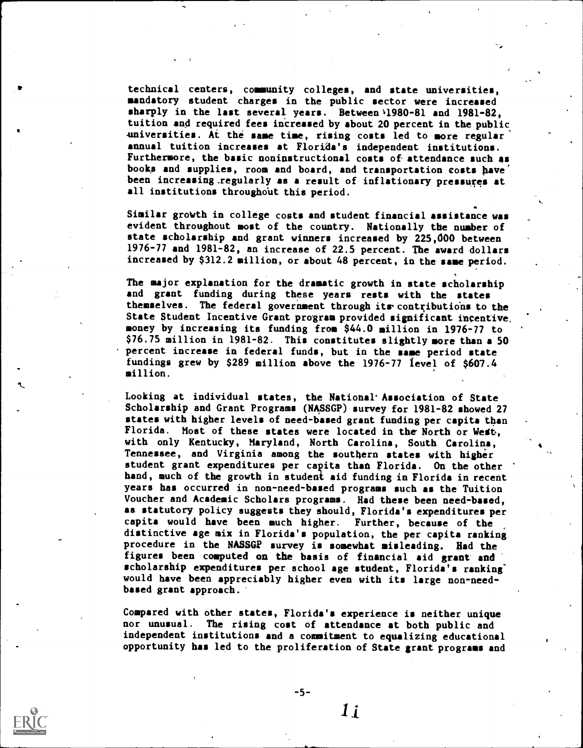technical centers, community colleges, and state universities, mandatory student charges in the public sector were increased sharply in the last several years. Between 1980-81 and 1981-82, tuition and required fees increased by about 20 percent in the public universities. At the same time, rising costs led to more regular annual tuition increases at Florida's independent institutions. Furthermore, the basic noninstructional costs of attendance such as books and supplies, room and board, and transportation costs have been increasing regularly as a result of inflationary pressures at all institutions throughout this period.

Similar growth in college costs and student financial assistance was evident throughout most of the country. Nationally the number of state scholarship and grant winners increased by 225,000 between 1976-77 and 1981-82, an increase of 22.5 percent. The award dollars increased by $312.2 million, or about 48 percent, in the same period.

The major explanation for the dramatic growth in state scholarship and grant funding during these years rests with the states themselves. The federal government through its contributions to the State Student Incentive Grant program provided significant incentive money by increasing its funding from $44.0 million in 1976-77 to $76.75 million in 1981-82. This constitutes slightly more than a 50 percent increase in federal funds, but in the same period state fundings grew by $289 million above the 1976-77 level of $607.4 million.

Looking at individual states, the National Association of State Scholarship and Grant Programs (NASSGP) survey for 1981-82 showed 27 states with higher levels of need-based grant funding per capita than Florida. Most of these states were located in the North or West, with only Kentucky, Maryland, North Carolina, South Carolina, Tennessee, and Virginia among the southern states with higher student grant expenditures per capita than Florida. On the other hand, much of the growth in student aid funding in Florida in recent years has occurred in non-need-based programs such as the Tuition Voucher and Academic Scholars programs. Had these been need-based, as statutory policy suggests they should, Florida's expenditures per capita would have been much higher. Further, because of the distinctive age mix in Florida's population, the per capita ranking procedure in the NASSGP survey is somewhat misleading. Had the figures been computed on the basis of financial aid grant and scholarship expenditures per school age student, Florida's ranking would have been appreciably higher even with its large non-need-based grant approach.

Compared with other states, Florida's experience is neither unique nor unusual. The rising cost of attendance at both public and independent institutions and a commitment to equalizing educational opportunity has led to the proliferation of State grant programs and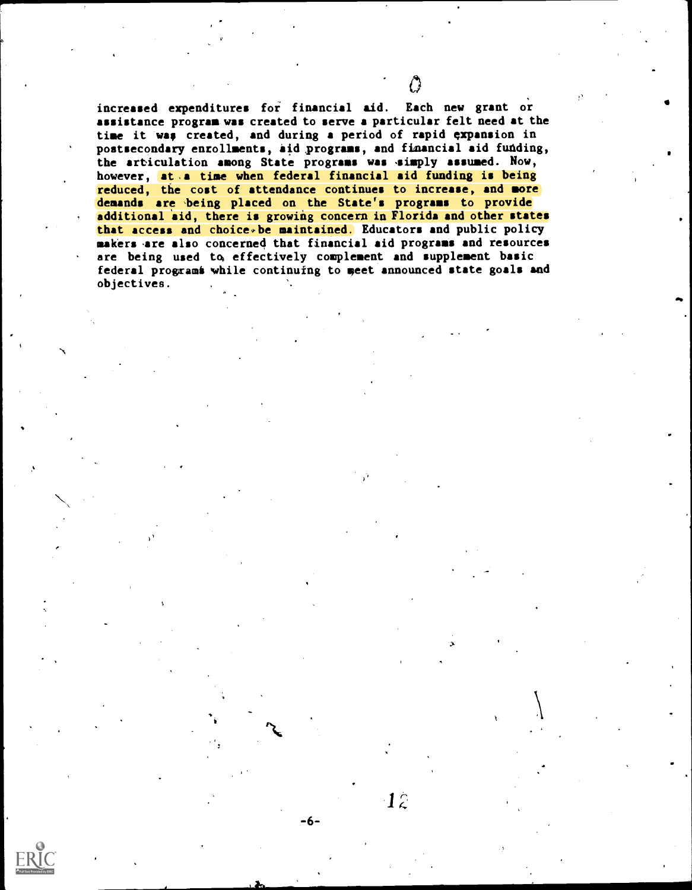increased expenditures for financial aid. Each new grant or assistance program was created to serve a particular felt need at the time it was created, and during a period of rapid expansion in postsecondary enrollments, aid programs, and financial aid funding, the articulation among State programs was simply assumed. Now, however, at a time when federal financial aid funding is being reduced, the cost of attendance continues to increase, and more demands are being placed on the State's programs to provide additional aid, there is growing concern in Florida and other states that access and choice be maintained. Educators and public policy makers are also concerned that financial aid programs and resources are being used to effectively complement and supplement basic federal programs while continuing to meet announced state goals and objectives.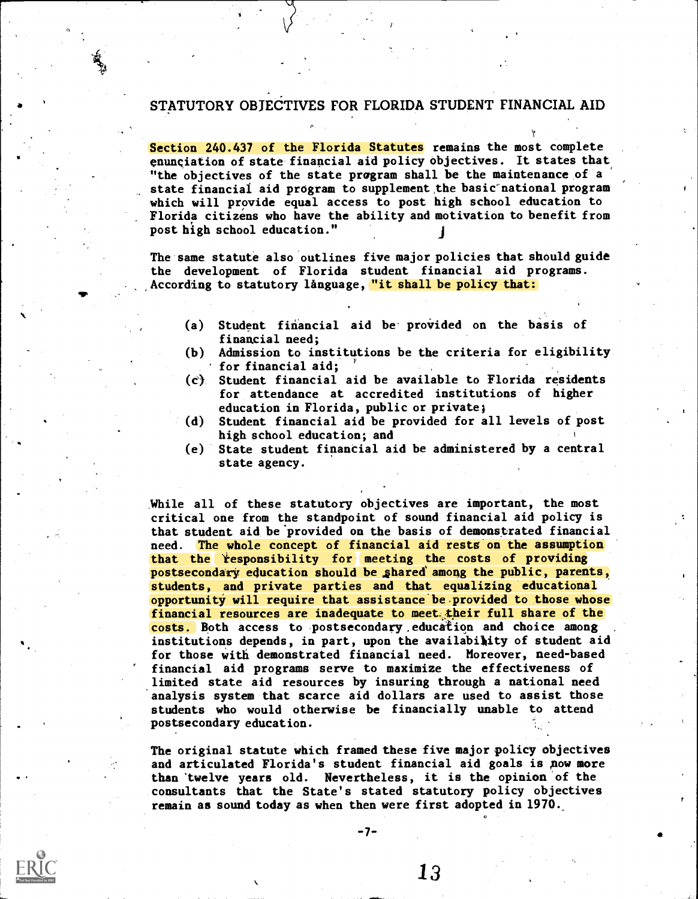## STATUTORY OBJECTIVES FOR FLORIDA STUDENT FINANCIAL AID

Section 240.437 of the Florida Statutes remains the most complete enunciation of state financial aid policy objectives. It states that "the objectives of the state program shall be the maintenance of a state financial aid program to supplement the basic national program which will provide equal access to post high school education to Florida citizens who have the ability and motivation to benefit from post high school education."

The same statute also outlines five major policies that should guide the development of Florida student financial aid programs. According to statutory language, "it shall be policy that:

- (a) Student financial aid be provided on the basis of financial need;
- (b) Admission to institutions be the criteria for eligibility for financial aid;
- (c) Student financial aid be available to Florida residents for attendance at accredited institutions of higher education in Florida, public or private;
- (d) Student financial aid be provided for all levels of post high school education; and
- (e) State student financial aid be administered by a central state agency.

While all of these statutory objectives are important, the most critical one from the standpoint of sound financial aid policy is that student aid be provided on the basis of demonstrated financial need. The whole concept of financial aid rests on the assumption that the responsibility for meeting the costs of providing postsecondary education should be shared among the public, parents, students, and private parties and that equalizing educational opportunity will require that assistance be provided to those whose financial resources are inadequate to meet their full share of the costs. Both access to postsecondary education and choice among institutions depends, in part, upon the availability of student aid for those with demonstrated financial need. Moreover, need-based financial aid programs serve to maximize the effectiveness of limited state aid resources by insuring through a national need analysis system that scarce aid dollars are used to assist those students who would otherwise be financially unable to attend postsecondary education.

The original statute which framed these five major policy objectives and articulated Florida's student financial aid goals is now more than twelve years old. Nevertheless, it is the opinion of the consultants that the State's stated statutory policy objectives remain as sound today as when then were first adopted in 1970.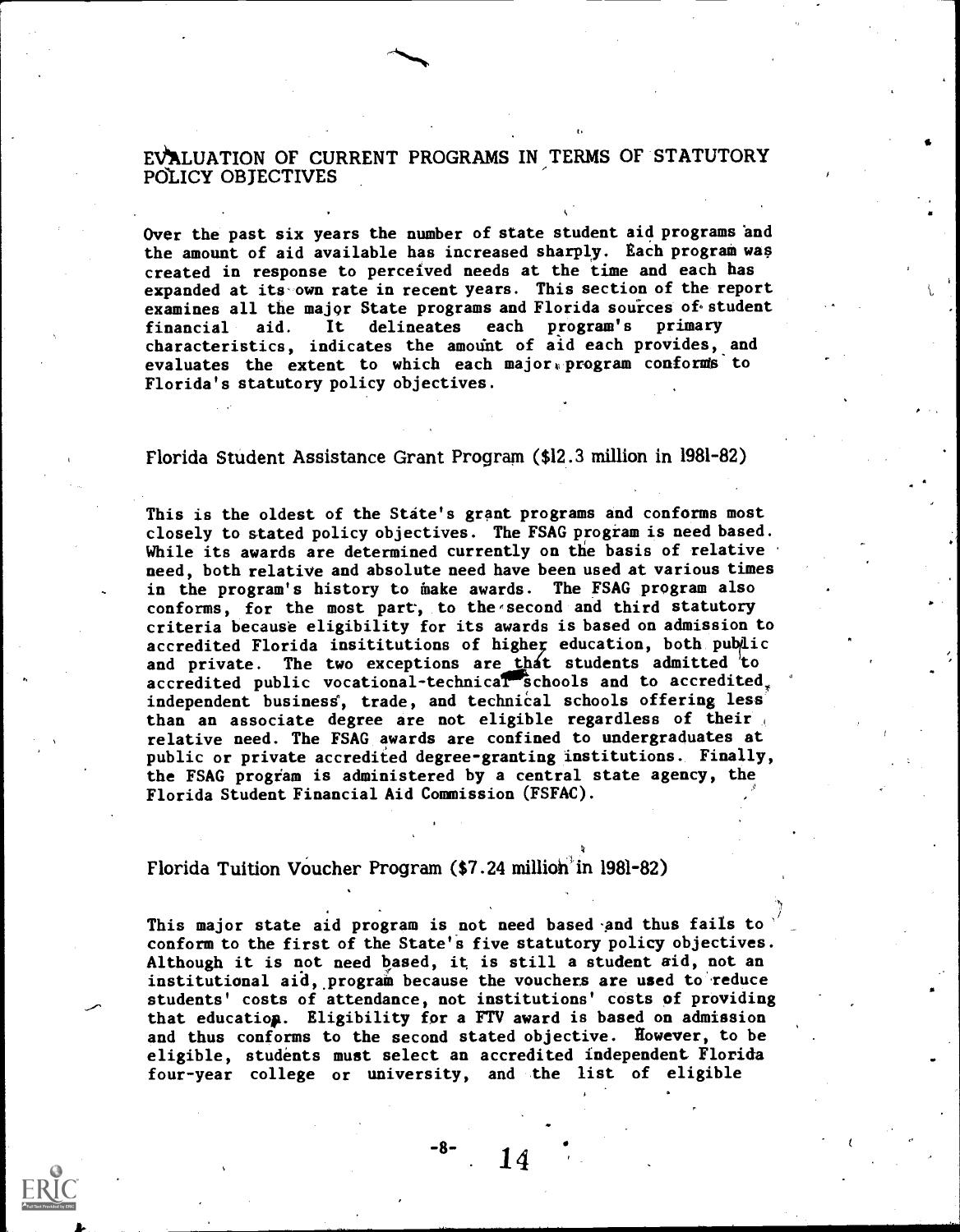## EVALUATION OF CURRENT PROGRAMS IN TERMS OF STATUTORY POLICY OBJECTIVES

Over the past six years the number of state student aid programs and the amount of aid available has increased sharply. Each program was created in response to perceived needs at the time and each has expanded at its own rate in recent years. This section of the report examines all the major State programs and Florida sources of student financial aid. It delineates each program's primary characteristics, indicates the amount of aid each provides, and evaluates the extent to which each major program conforms to Florida's statutory policy objectives.

### Florida Student Assistance Grant Program ($12.3 million in 1981-82)

This is the oldest of the State's grant programs and conforms most closely to stated policy objectives. The FSAG program is need based. While its awards are determined currently on the basis of relative need, both relative and absolute need have been used at various times in the program's history to make awards. The FSAG program also conforms, for the most part, to the second and third statutory criteria because eligibility for its awards is based on admission to accredited Florida insititutions of higher education, both public and private. The two exceptions are that students admitted to accredited public vocational-technical schools and to accredited independent business, trade, and technical schools offering less than an associate degree are not eligible regardless of their relative need. The FSAG awards are confined to undergraduates at public or private accredited degree-granting institutions. Finally, the FSAG program is administered by a central state agency, the Florida Student Financial Aid Commission (FSFAC).

### Florida Tuition Voucher Program ($7.24 million in 1981-82)

This major state aid program is not need based and thus fails to conform to the first of the State's five statutory policy objectives. Although it is not need based, it is still a student aid, not an institutional aid, program because the vouchers are used to reduce students' costs of attendance, not institutions' costs of providing that education. Eligibility for a FTV award is based on admission and thus conforms to the second stated objective. However, to be eligible, students must select an accredited independent Florida four-year college or university, and the list of eligible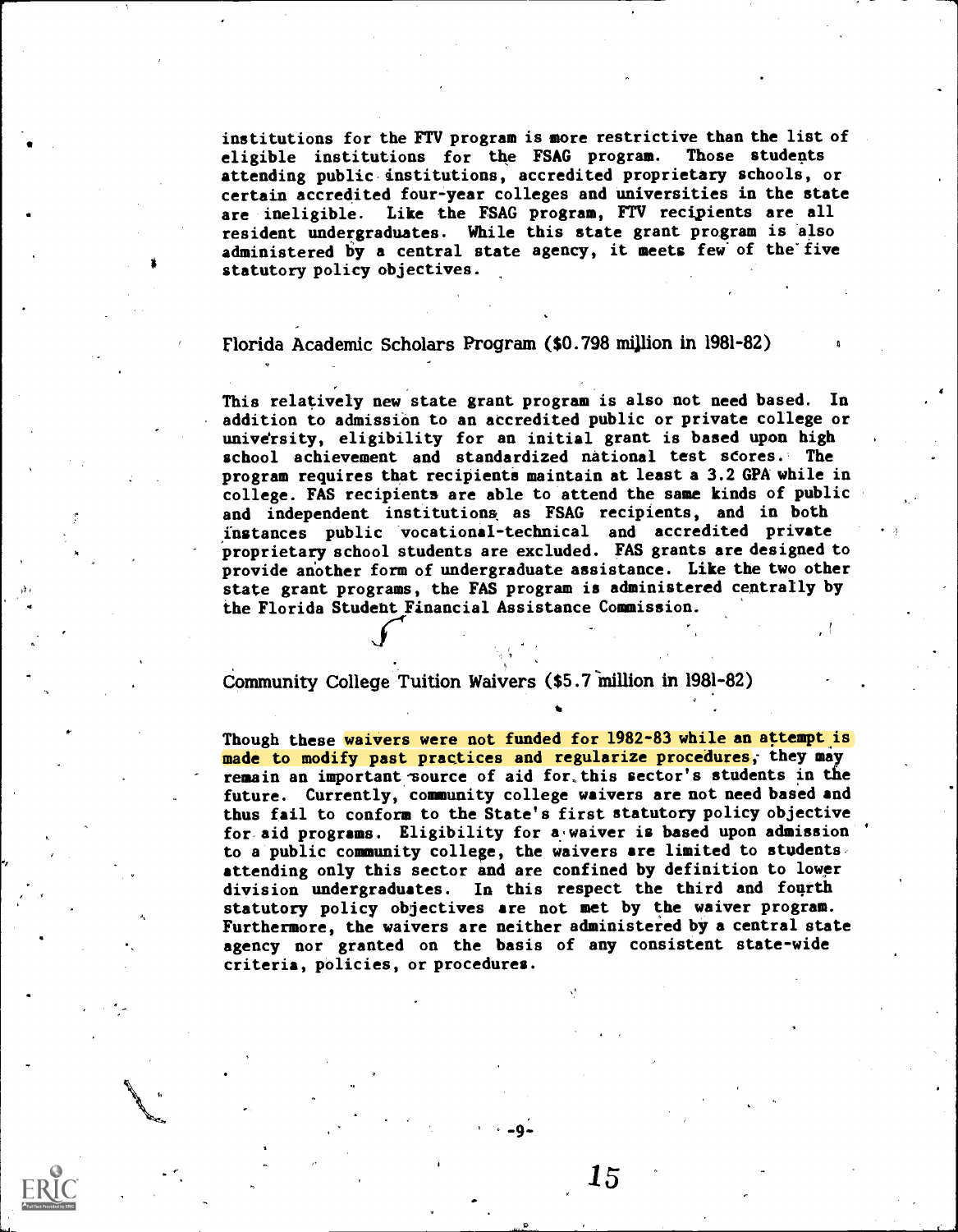institutions for the FTV program is more restrictive than the list of eligible institutions for the FSAG program. Those students attending public institutions, accredited proprietary schools, or certain accredited four-year colleges and universities in the state are ineligible. Like the FSAG program, FTV recipients are all resident undergraduates. While this state grant program is also administered by a central state agency, it meets few of the five statutory policy objectives.

### Florida Academic Scholars Program ($0.798 million in 1981-82)

This relatively new state grant program is also not need based. In addition to admission to an accredited public or private college or university, eligibility for an initial grant is based upon high school achievement and standardized national test scores. The program requires that recipients maintain at least a 3.2 GPA while in college. FAS recipients are able to attend the same kinds of public and independent institutions as FSAG recipients, and in both instances public vocational-technical and accredited private proprietary school students are excluded. FAS grants are designed to provide another form of undergraduate assistance. Like the two other state grant programs, the FAS program is administered centrally by the Florida Student Financial Assistance Commission.

### Community College Tuition Waivers ($5.7 million in 1981-82)

Though these waivers were not funded for 1982-83 while an attempt is made to modify past practices and regularize procedures, they may remain an important source of aid for this sector's students in the future. Currently, community college waivers are not need based and thus fail to conform to the State's first statutory policy objective for aid programs. Eligibility for a waiver is based upon admission to a public community college, the waivers are limited to students attending only this sector and are confined by definition to lower division undergraduates. In this respect the third and fourth statutory policy objectives are not met by the waiver program. Furthermore, the waivers are neither administered by a central state agency nor granted on the basis of any consistent state-wide criteria, policies, or procedures.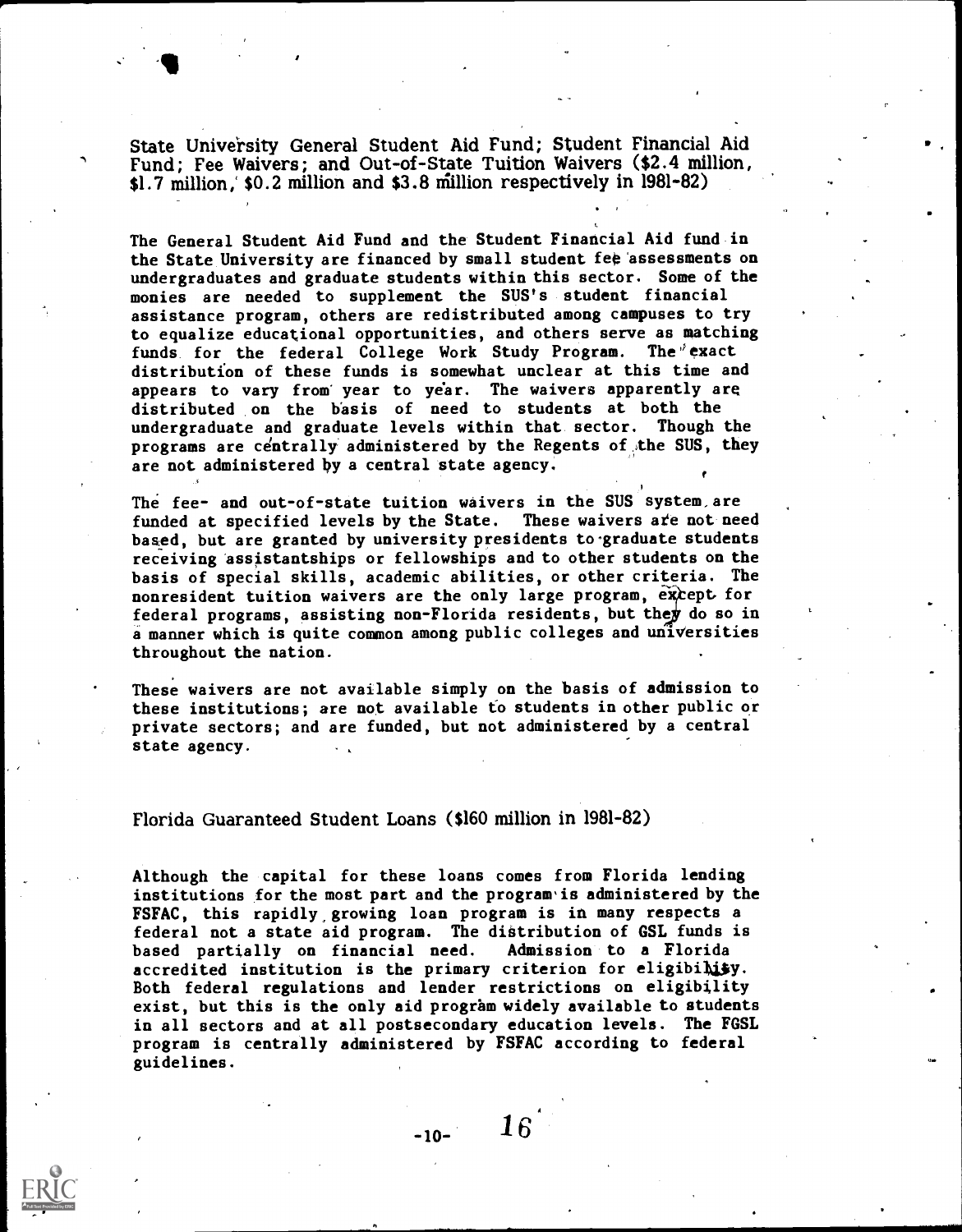State University General Student Aid Fund; Student Financial Aid Fund; Fee Waivers; and Out-of-State Tuition Waivers ($2.4 million, $1.7 million, $0.2 million and $3.8 million respectively in 1981-82)

The General Student Aid Fund and the Student Financial Aid fund in the State University are financed by small student fee assessments on undergraduates and graduate students within this sector. Some of the monies are needed to supplement the SUS's student financial assistance program, others are redistributed among campuses to try to equalize educational opportunities, and others serve as matching funds for the federal College Work Study Program. The exact distribution of these funds is somewhat unclear at this time and appears to vary from year to year. The waivers apparently are distributed on the basis of need to students at both the undergraduate and graduate levels within that sector. Though the programs are centrally administered by the Regents of the SUS, they are not administered by a central state agency.

The fee- and out-of-state tuition waivers in the SUS system are funded at specified levels by the State. These waivers are not need based, but are granted by university presidents to graduate students receiving assistantships or fellowships and to other students on the basis of special skills, academic abilities, or other criteria. The nonresident tuition waivers are the only large program, except for federal programs, assisting non-Florida residents, but they do so in a manner which is quite common among public colleges and universities throughout the nation.

These waivers are not available simply on the basis of admission to these institutions; are not available to students in other public or private sectors; and are funded, but not administered by a central state agency.

Florida Guaranteed Student Loans ($160 million in 1981-82)

Although the capital for these loans comes from Florida lending institutions for the most part and the program is administered by the FSFAC, this rapidly growing loan program is in many respects a federal not a state aid program. The distribution of GSL funds is based partially on financial need. Admission to a Florida accredited institution is the primary criterion for eligibility. Both federal regulations and lender restrictions on eligibility exist, but this is the only aid program widely available to students in all sectors and at all postsecondary education levels. The FGSL program is centrally administered by FSFAC according to federal guidelines.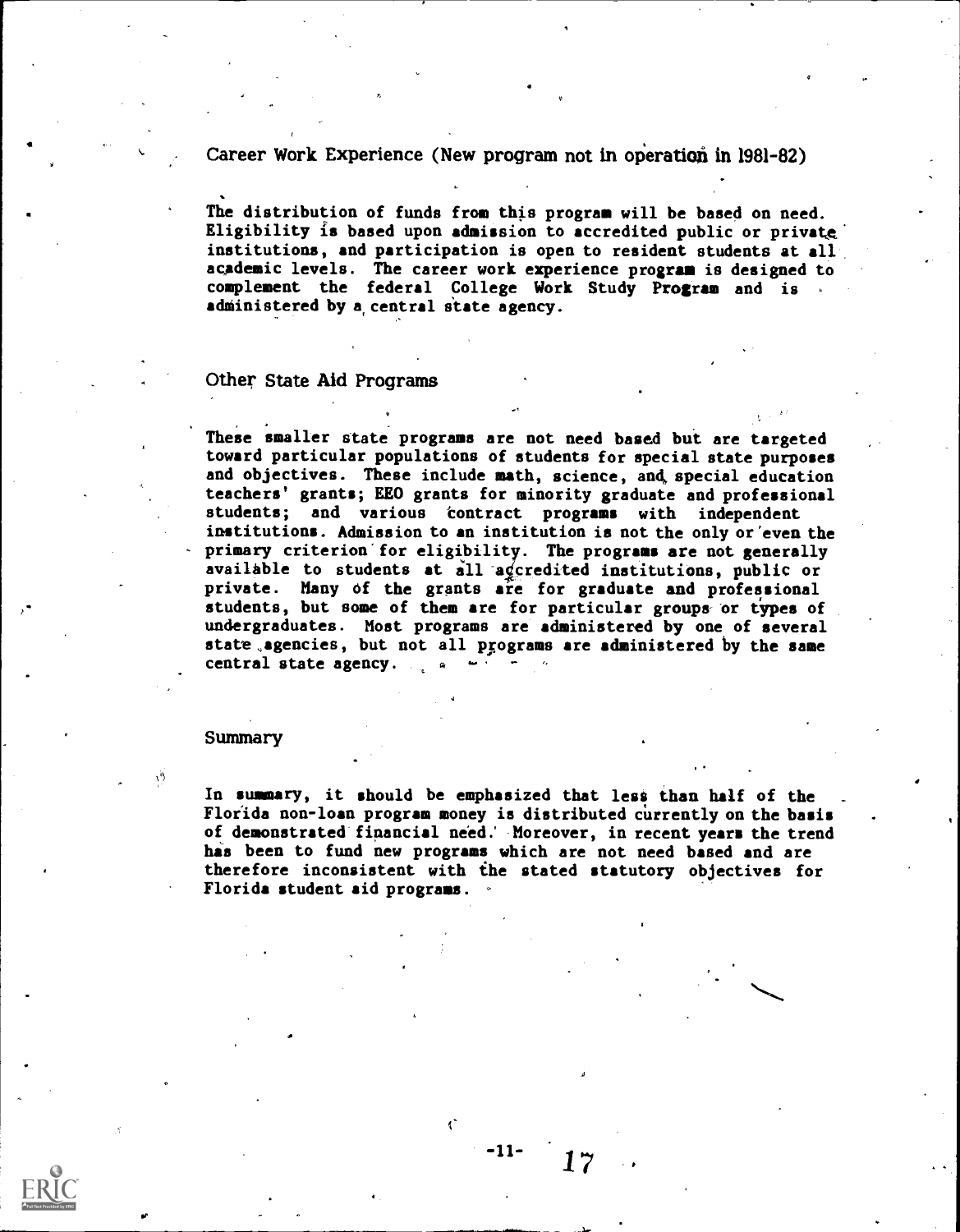### Career Work Experience (New program not in operation in 1981-82)

The distribution of funds from this program will be based on need. Eligibility is based upon admission to accredited public or private institutions, and participation is open to resident students at all academic levels. The career work experience program is designed to complement the federal College Work Study Program and is administered by a central state agency.

### Other State Aid Programs

These smaller state programs are not need based but are targeted toward particular populations of students for special state purposes and objectives. These include math, science, and special education teachers' grants; EEO grants for minority graduate and professional students; and various contract programs with independent institutions. Admission to an institution is not the only or even the primary criterion for eligibility. The programs are not generally available to students at all accredited institutions, public or private. Many of the grants are for graduate and professional students, but some of them are for particular groups or types of undergraduates. Most programs are administered by one of several state agencies, but not all programs are administered by the same central state agency.

### Summary

In summary, it should be emphasized that less than half of the Florida non-loan program money is distributed currently on the basis of demonstrated financial need. Moreover, in recent years the trend has been to fund new programs which are not need based and are therefore inconsistent with the stated statutory objectives for Florida student aid programs.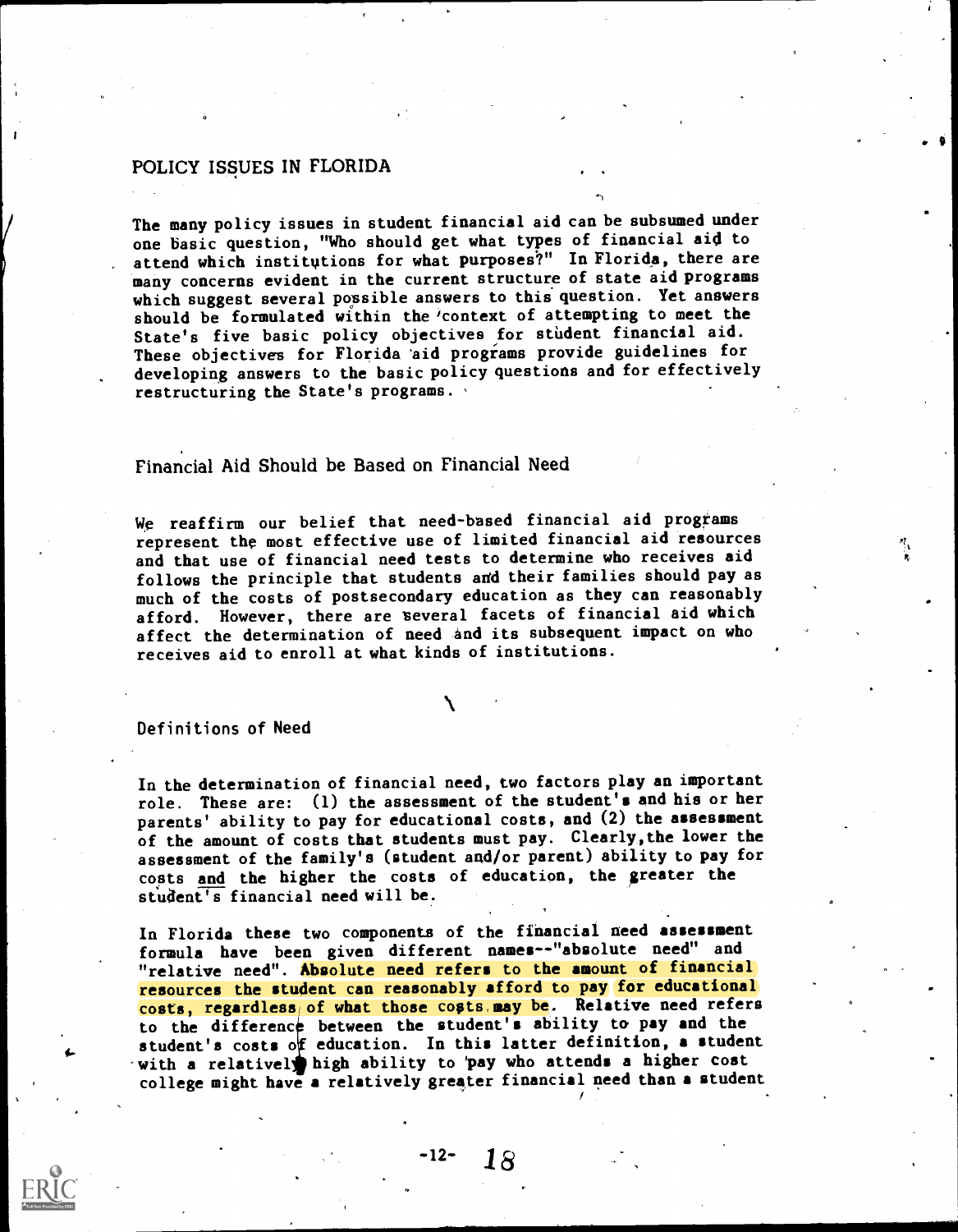## POLICY ISSUES IN FLORIDA

The many policy issues in student financial aid can be subsumed under one basic question, "Who should get what types of financial aid to attend which institutions for what purposes?" In Florida, there are many concerns evident in the current structure of state aid programs which suggest several possible answers to this question. Yet answers should be formulated within the context of attempting to meet the State's five basic policy objectives for student financial aid. These objectives for Florida aid programs provide guidelines for developing answers to the basic policy questions and for effectively restructuring the State's programs.

### Financial Aid Should be Based on Financial Need

We reaffirm our belief that need-based financial aid programs represent the most effective use of limited financial aid resources and that use of financial need tests to determine who receives aid follows the principle that students and their families should pay as much of the costs of postsecondary education as they can reasonably afford. However, there are several facets of financial aid which affect the determination of need and its subsequent impact on who receives aid to enroll at what kinds of institutions.

#### Definitions of Need

In the determination of financial need, two factors play an important role. These are: (1) the assessment of the student's and his or her parents' ability to pay for educational costs, and (2) the assessment of the amount of costs that students must pay. Clearly, the lower the assessment of the family's (student and/or parent) ability to pay for costs and the higher the costs of education, the greater the student's financial need will be.

In Florida these two components of the financial need assessment formula have been given different names--"absolute need" and "relative need". Absolute need refers to the amount of financial resources the student can reasonably afford to pay for educational costs, regardless of what those costs may be. Relative need refers to the difference between the student's ability to pay and the student's costs of education. In this latter definition, a student with a relatively high ability to pay who attends a higher cost college might have a relatively greater financial need than a student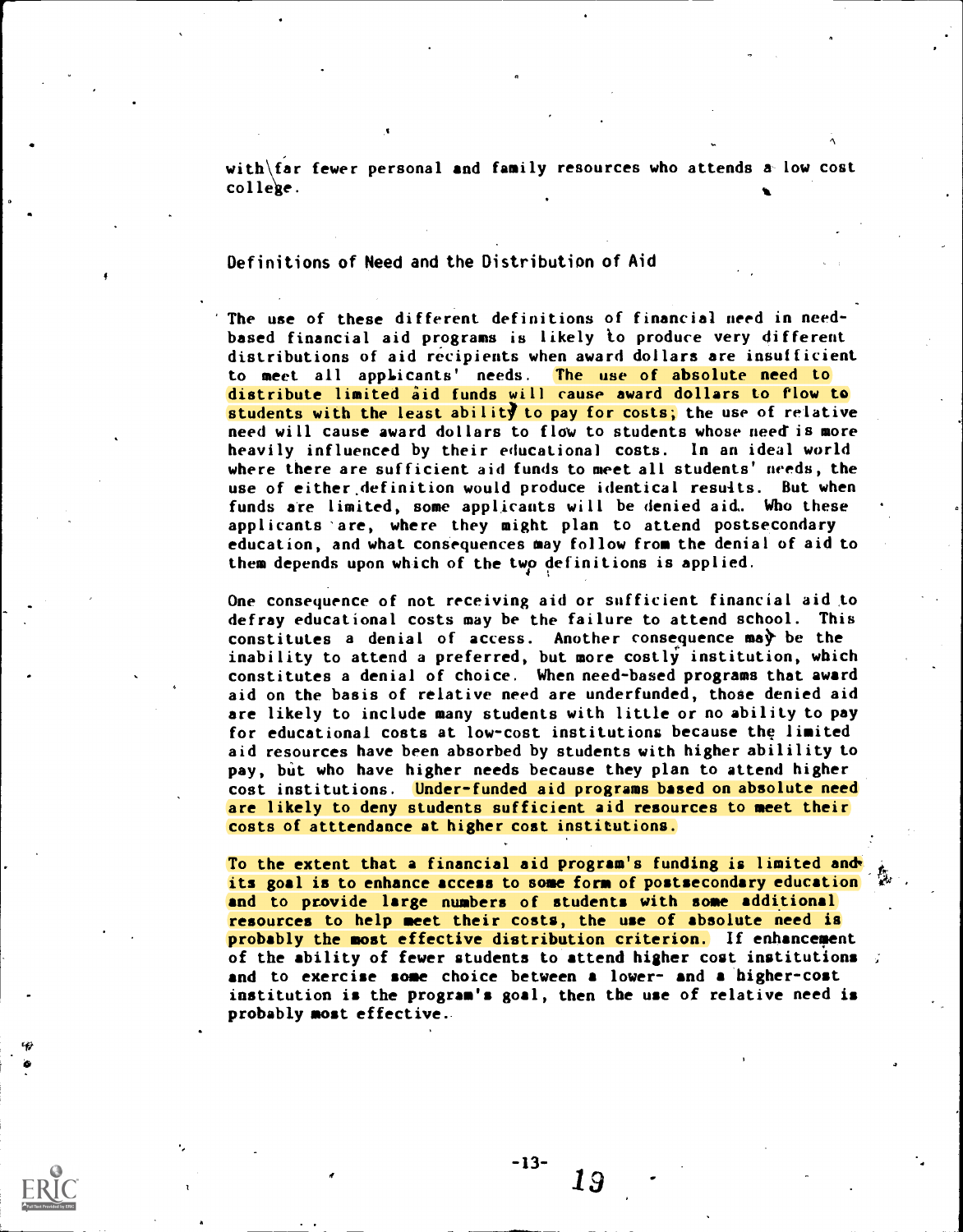with far fewer personal and family resources who attends a low cost college.

## Definitions of Need and the Distribution of Aid

The use of these different definitions of financial need in need-based financial aid programs is likely to produce very different distributions of aid recipients when award dollars are insufficient to meet all applicants' needs. The use of absolute need to distribute limited aid funds will cause award dollars to flow to students with the least ability to pay for costs; the use of relative need will cause award dollars to flow to students whose need is more heavily influenced by their educational costs. In an ideal world where there are sufficient aid funds to meet all students' needs, the use of either definition would produce identical results. But when funds are limited, some applicants will be denied aid. Who these applicants are, where they might plan to attend postsecondary education, and what consequences may follow from the denial of aid to them depends upon which of the two definitions is applied.

One consequence of not receiving aid or sufficient financial aid to defray educational costs may be the failure to attend school. This constitutes a denial of access. Another consequence may be the inability to attend a preferred, but more costly institution, which constitutes a denial of choice. When need-based programs that award aid on the basis of relative need are underfunded, those denied aid are likely to include many students with little or no ability to pay for educational costs at low-cost institutions because the limited aid resources have been absorbed by students with higher abilility to pay, but who have higher needs because they plan to attend higher cost institutions. Under-funded aid programs based on absolute need are likely to deny students sufficient aid resources to meet their costs of atttendance at higher cost institutions.

To the extent that a financial aid program's funding is limited and its goal is to enhance access to some form of postsecondary education and to provide large numbers of students with some additional resources to help meet their costs, the use of absolute need is probably the most effective distribution criterion. If enhancement of the ability of fewer students to attend higher cost institutions and to exercise some choice between a lower- and a higher-cost institution is the program's goal, then the use of relative need is probably most effective.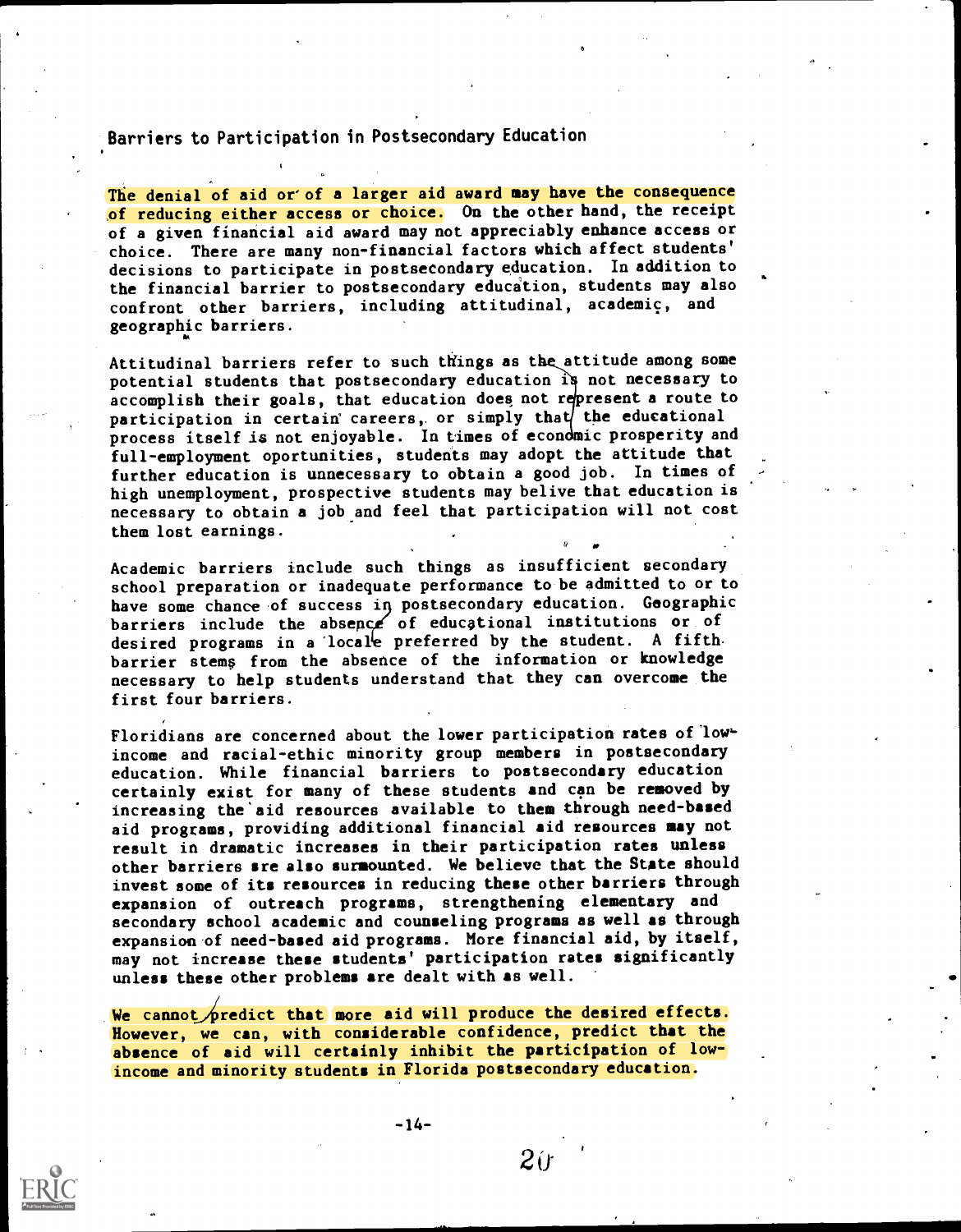## Barriers to Participation in Postsecondary Education

The denial of aid or of a larger aid award may have the consequence of reducing either access or choice. On the other hand, the receipt of a given financial aid award may not appreciably enhance access or choice. There are many non-financial factors which affect students' decisions to participate in postsecondary education. In addition to the financial barrier to postsecondary education, students may also confront other barriers, including attitudinal, academic, and geographic barriers.

Attitudinal barriers refer to such things as the attitude among some potential students that postsecondary education is not necessary to accomplish their goals, that education does not represent a route to participation in certain careers, or simply that the educational process itself is not enjoyable. In times of economic prosperity and full-employment oportunities, students may adopt the attitude that further education is unnecessary to obtain a good job. In times of high unemployment, prospective students may belive that education is necessary to obtain a job and feel that participation will not cost them lost earnings.

Academic barriers include such things as insufficient secondary school preparation or inadequate performance to be admitted to or to have some chance of success in postsecondary education. Geographic barriers include the absence of educational institutions or of desired programs in a locale preferred by the student. A fifth barrier stems from the absence of the information or knowledge necessary to help students understand that they can overcome the first four barriers.

Floridians are concerned about the lower participation rates of low-income and racial-ethic minority group members in postsecondary education. While financial barriers to postsecondary education certainly exist for many of these students and can be removed by increasing the aid resources available to them through need-based aid programs, providing additional financial aid resources may not result in dramatic increases in their participation rates unless other barriers are also surmounted. We believe that the State should invest some of its resources in reducing these other barriers through expansion of outreach programs, strengthening elementary and secondary school academic and counseling programs as well as through expansion of need-based aid programs. More financial aid, by itself, may not increase these students' participation rates significantly unless these other problems are dealt with as well.

We cannot predict that more aid will produce the desired effects. However, we can, with considerable confidence, predict that the absence of aid will certainly inhibit the participation of low-income and minority students in Florida postsecondary education.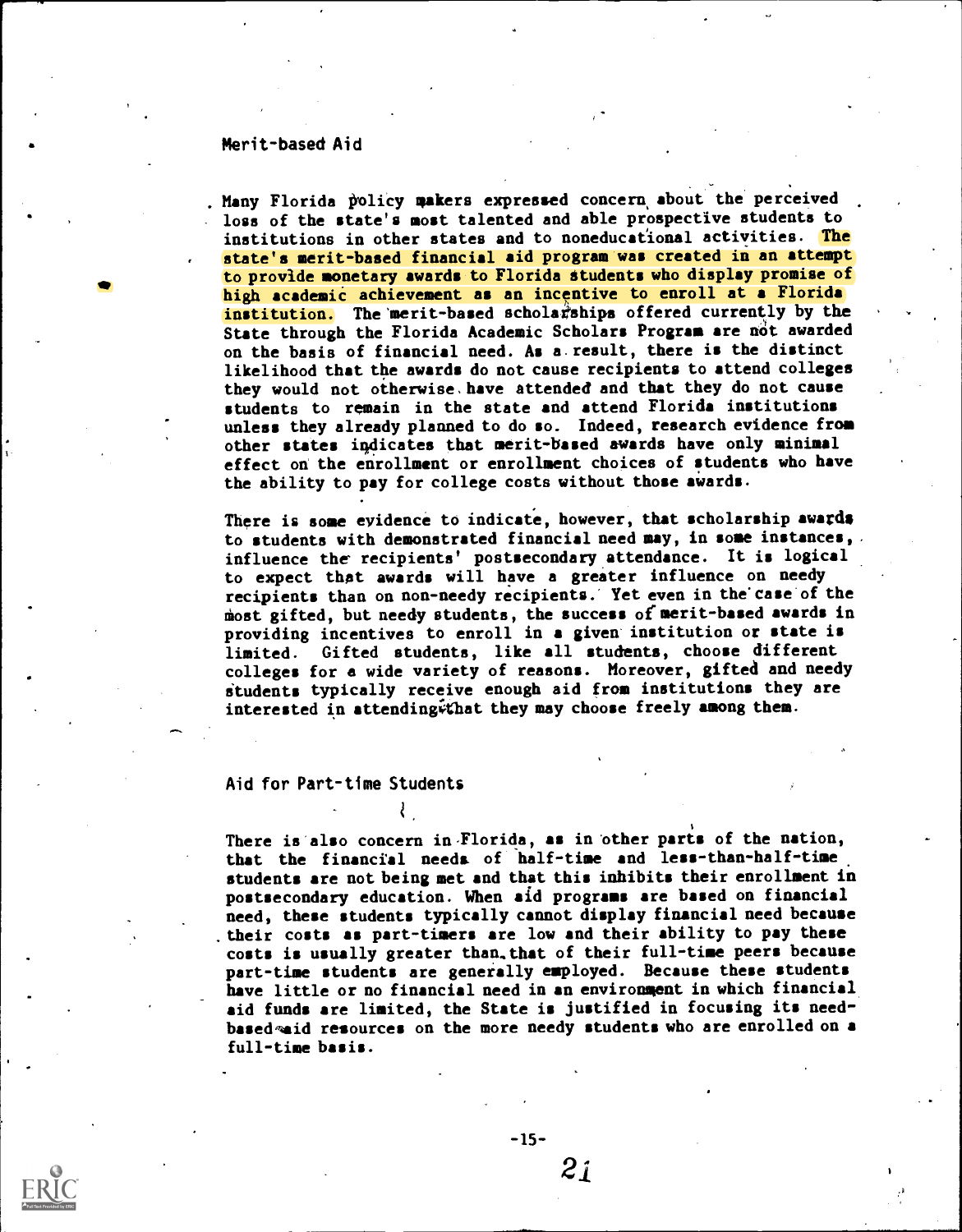### Merit-based Aid

Many Florida policy makers expressed concern about the perceived loss of the state's most talented and able prospective students to institutions in other states and to noneducational activities. The state's merit-based financial aid program was created in an attempt to provide monetary awards to Florida students who display promise of high academic achievement as an incentive to enroll at a Florida institution. The merit-based scholarships offered currently by the State through the Florida Academic Scholars Program are not awarded on the basis of financial need. As a result, there is the distinct likelihood that the awards do not cause recipients to attend colleges they would not otherwise have attended and that they do not cause students to remain in the state and attend Florida institutions unless they already planned to do so. Indeed, research evidence from other states indicates that merit-based awards have only minimal effect on the enrollment or enrollment choices of students who have the ability to pay for college costs without those awards.

There is some evidence to indicate, however, that scholarship awards to students with demonstrated financial need may, in some instances, influence the recipients' postsecondary attendance. It is logical to expect that awards will have a greater influence on needy recipients than on non-needy recipients. Yet even in the case of the most gifted, but needy students, the success of merit-based awards in providing incentives to enroll in a given institution or state is limited. Gifted students, like all students, choose different colleges for a wide variety of reasons. Moreover, gifted and needy students typically receive enough aid from institutions they are interested in attending that they may choose freely among them.

### Aid for Part-time Students

There is also concern in Florida, as in other parts of the nation, that the financial needs of half-time and less-than-half-time students are not being met and that this inhibits their enrollment in postsecondary education. When aid programs are based on financial need, these students typically cannot display financial need because their costs as part-timers are low and their ability to pay these costs is usually greater than that of their full-time peers because part-time students are generally employed. Because these students have little or no financial need in an environment in which financial aid funds are limited, the State is justified in focusing its need-based aid resources on the more needy students who are enrolled on a full-time basis.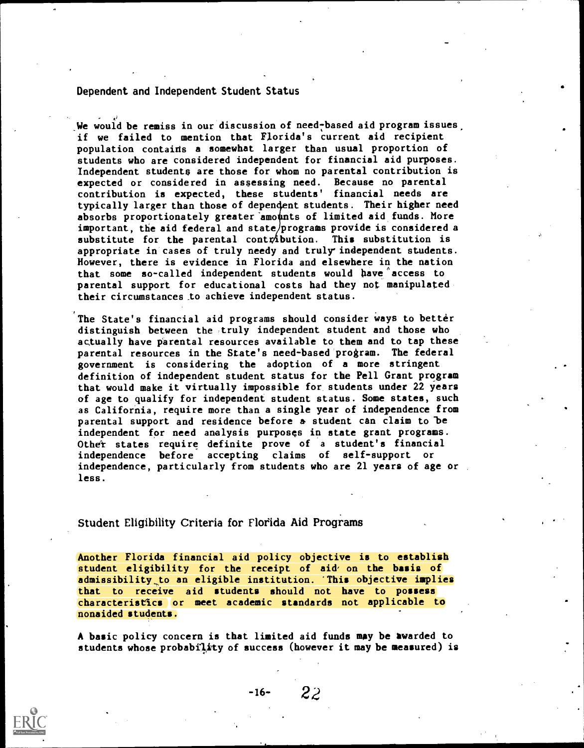## Dependent and Independent Student Status

We would be remiss in our discussion of need-based aid program issues if we failed to mention that Florida's current aid recipient population contains a somewhat larger than usual proportion of students who are considered independent for financial aid purposes. Independent students are those for whom no parental contribution is expected or considered in assessing need. Because no parental contribution is expected, these students' financial needs are typically larger than those of dependent students. Their higher need absorbs proportionately greater amounts of limited aid funds. More important, the aid federal and state programs provide is considered a substitute for the parental contribution. This substitution is appropriate in cases of truly needy and truly independent students. However, there is evidence in Florida and elsewhere in the nation that some so-called independent students would have access to parental support for educational costs had they not manipulated their circumstances to achieve independent status.

The State's financial aid programs should consider ways to better distinguish between the truly independent student and those who actually have parental resources available to them and to tap these parental resources in the State's need-based program. The federal government is considering the adoption of a more stringent definition of independent student status for the Pell Grant program that would make it virtually impossible for students under 22 years of age to qualify for independent student status. Some states, such as California, require more than a single year of independence from parental support and residence before a student can claim to be independent for need analysis purposes in state grant programs. Other states require definite prove of a student's financial independence before accepting claims of self-support or independence, particularly from students who are 21 years of age or less.

## Student Eligibility Criteria for Florida Aid Programs

Another Florida financial aid policy objective is to establish student eligibility for the receipt of aid on the basis of admissibility to an eligible institution. This objective implies that to receive aid students should not have to possess characteristics or meet academic standards not applicable to nonaided students.

A basic policy concern is that limited aid funds may be awarded to students whose probability of success (however it may be measured) is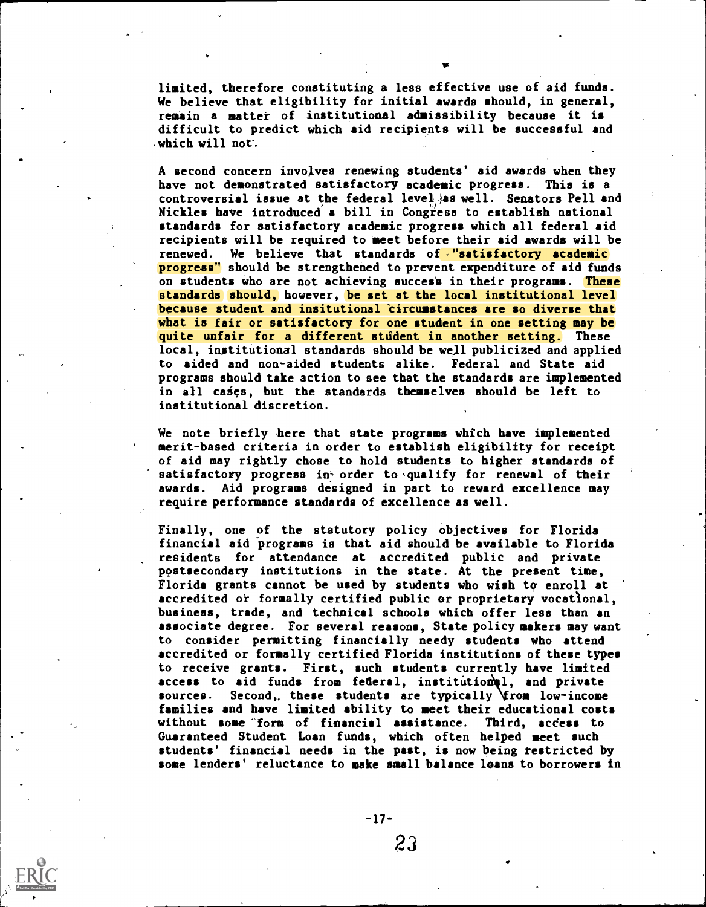limited, therefore constituting a less effective use of aid funds. We believe that eligibility for initial awards should, in general, remain a matter of institutional admissibility because it is difficult to predict which aid recipients will be successful and which will not.

A second concern involves renewing students' aid awards when they have not demonstrated satisfactory academic progress. This is a controversial issue at the federal level as well. Senators Pell and Nickles have introduced a bill in Congress to establish national standards for satisfactory academic progress which all federal aid recipients will be required to meet before their aid awards will be renewed. We believe that standards of "satisfactory academic progress" should be strengthened to prevent expenditure of aid funds on students who are not achieving success in their programs. These standards should, however, be set at the local institutional level because student and insitutional circumstances are so diverse that what is fair or satisfactory for one student in one setting may be quite unfair for a different student in another setting. These local, institutional standards should be well publicized and applied to aided and non-aided students alike. Federal and State aid programs should take action to see that the standards are implemented in all cases, but the standards themselves should be left to institutional discretion.

We note briefly here that state programs which have implemented merit-based criteria in order to establish eligibility for receipt of aid may rightly chose to hold students to higher standards of satisfactory progress in order to qualify for renewal of their awards. Aid programs designed in part to reward excellence may require performance standards of excellence as well.

Finally, one of the statutory policy objectives for Florida financial aid programs is that aid should be available to Florida residents for attendance at accredited public and private postsecondary institutions in the state. At the present time, Florida grants cannot be used by students who wish to enroll at accredited or formally certified public or proprietary vocational, business, trade, and technical schools which offer less than an associate degree. For several reasons, State policy makers may want to consider permitting financially needy students who attend accredited or formally certified Florida institutions of these types to receive grants. First, such students currently have limited access to aid funds from federal, institutional, and private sources. Second, these students are typically from low-income families and have limited ability to meet their educational costs without some form of financial assistance. Third, access to Guaranteed Student Loan funds, which often helped meet such students' financial needs in the past, is now being restricted by some lenders' reluctance to make small balance loans to borrowers in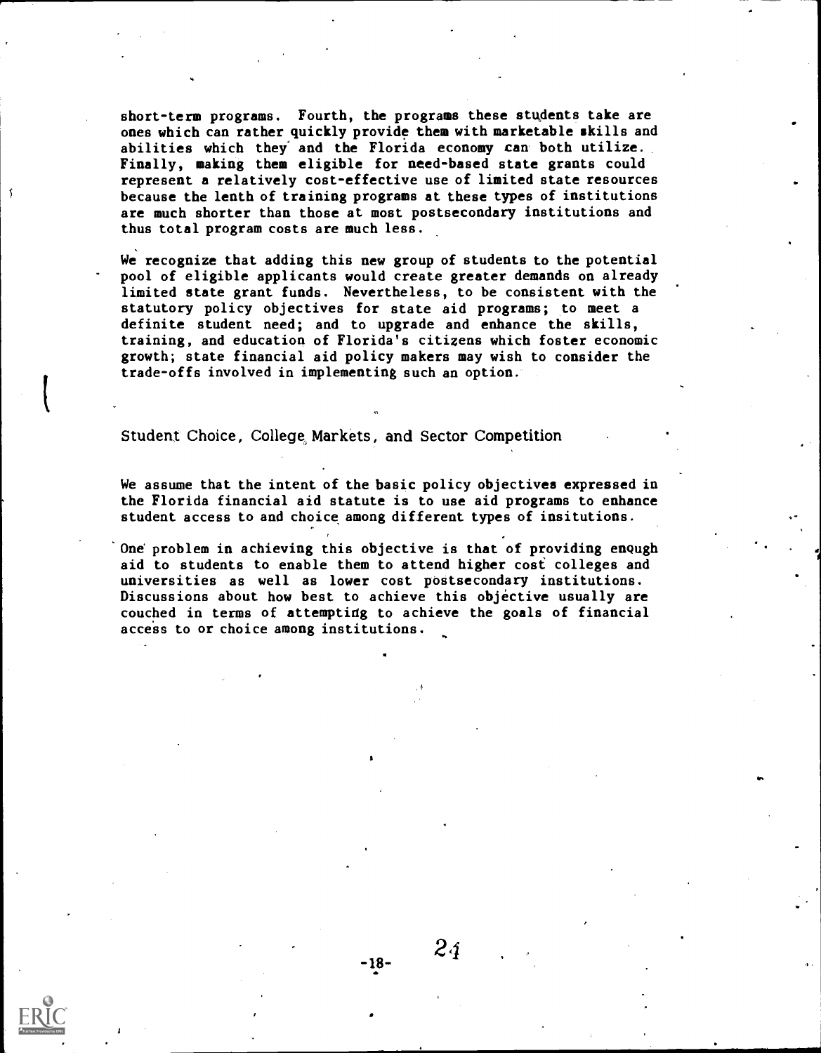short-term programs. Fourth, the programs these students take are ones which can rather quickly provide them with marketable skills and abilities which they and the Florida economy can both utilize. Finally, making them eligible for need-based state grants could represent a relatively cost-effective use of limited state resources because the lenth of training programs at these types of institutions are much shorter than those at most postsecondary institutions and thus total program costs are much less.

We recognize that adding this new group of students to the potential pool of eligible applicants would create greater demands on already limited state grant funds. Nevertheless, to be consistent with the statutory policy objectives for state aid programs; to meet a definite student need; and to upgrade and enhance the skills, training, and education of Florida's citizens which foster economic growth; state financial aid policy makers may wish to consider the trade-offs involved in implementing such an option.

## Student Choice, College Markets, and Sector Competition

We assume that the intent of the basic policy objectives expressed in the Florida financial aid statute is to use aid programs to enhance student access to and choice among different types of insitutions.

One problem in achieving this objective is that of providing enough aid to students to enable them to attend higher cost colleges and universities as well as lower cost postsecondary institutions. Discussions about how best to achieve this objective usually are couched in terms of attempting to achieve the goals of financial access to or choice among institutions.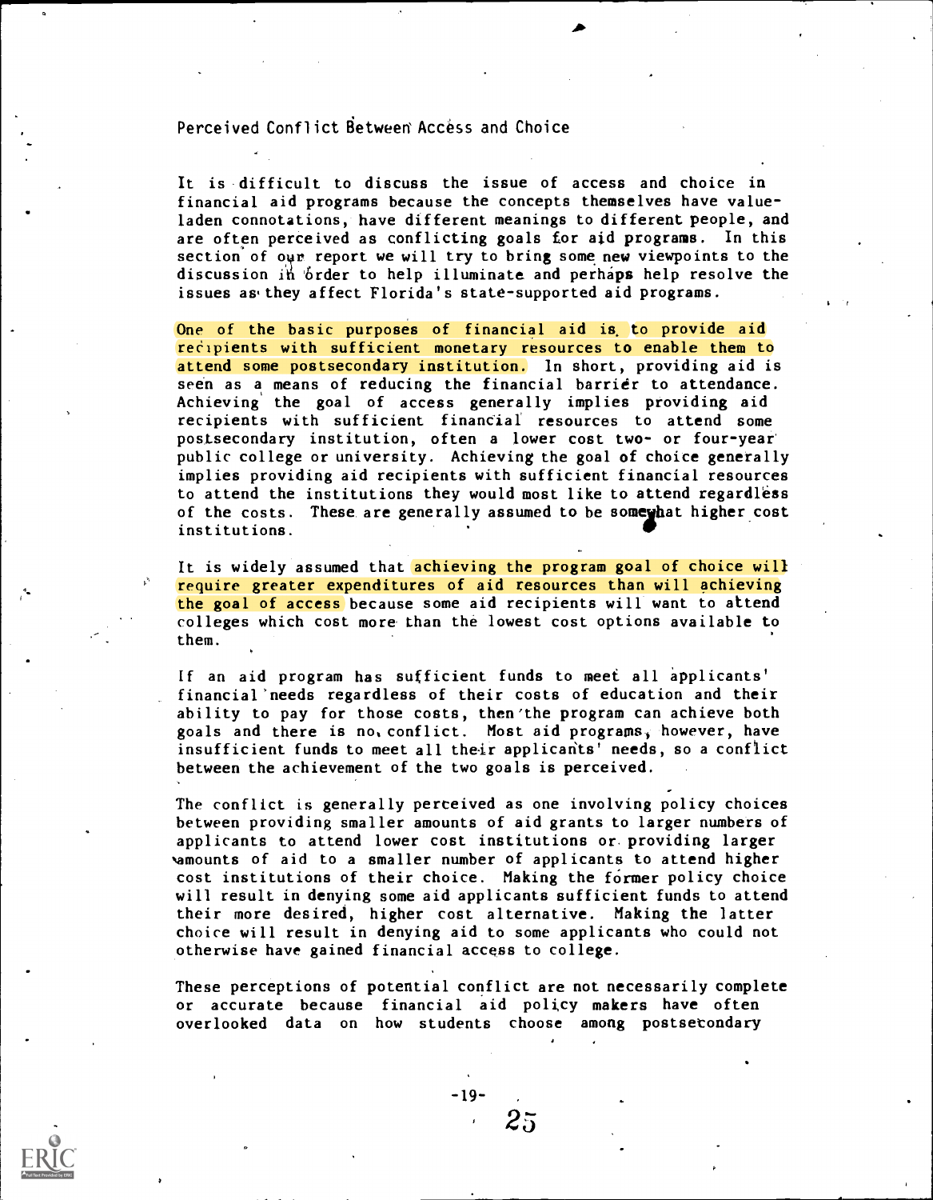## Perceived Conflict Between Access and Choice

It is difficult to discuss the issue of access and choice in financial aid programs because the concepts themselves have value-laden connotations, have different meanings to different people, and are often perceived as conflicting goals for aid programs. In this section of our report we will try to bring some new viewpoints to the discussion in order to help illuminate and perhaps help resolve the issues as they affect Florida's state-supported aid programs.

One of the basic purposes of financial aid is to provide aid recipients with sufficient monetary resources to enable them to attend some postsecondary institution. In short, providing aid is seen as a means of reducing the financial barrier to attendance. Achieving the goal of access generally implies providing aid recipients with sufficient financial resources to attend some postsecondary institution, often a lower cost two- or four-year public college or university. Achieving the goal of choice generally implies providing aid recipients with sufficient financial resources to attend the institutions they would most like to attend regardless of the costs. These are generally assumed to be somewhat higher cost institutions.

It is widely assumed that achieving the program goal of choice will require greater expenditures of aid resources than will achieving the goal of access because some aid recipients will want to attend colleges which cost more than the lowest cost options available to them.

If an aid program has sufficient funds to meet all applicants' financial needs regardless of their costs of education and their ability to pay for those costs, then the program can achieve both goals and there is no conflict. Most aid programs, however, have insufficient funds to meet all their applicants' needs, so a conflict between the achievement of the two goals is perceived.

The conflict is generally perceived as one involving policy choices between providing smaller amounts of aid grants to larger numbers of applicants to attend lower cost institutions or providing larger amounts of aid to a smaller number of applicants to attend higher cost institutions of their choice. Making the former policy choice will result in denying some aid applicants sufficient funds to attend their more desired, higher cost alternative. Making the latter choice will result in denying aid to some applicants who could not otherwise have gained financial access to college.

These perceptions of potential conflict are not necessarily complete or accurate because financial aid policy makers have often overlooked data on how students choose among postsecondary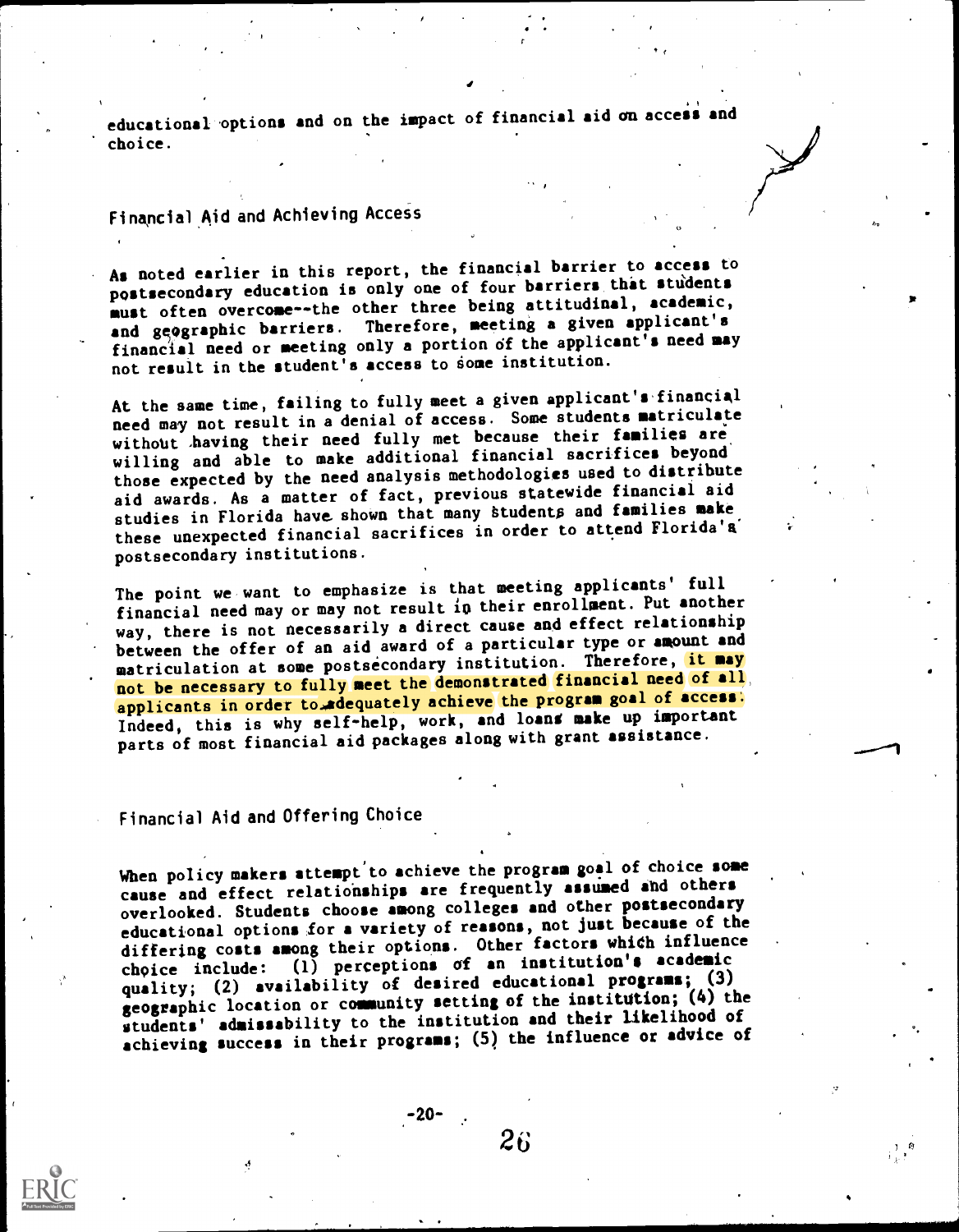educational options and on the impact of financial aid on access and choice.

## Financial Aid and Achieving Access

As noted earlier in this report, the financial barrier to access to postsecondary education is only one of four barriers that students must often overcome--the other three being attitudinal, academic, and geographic barriers. Therefore, meeting a given applicant's financial need or meeting only a portion of the applicant's need may not result in the student's access to some institution.

At the same time, failing to fully meet a given applicant's financial need may not result in a denial of access. Some students matriculate without having their need fully met because their families are willing and able to make additional financial sacrifices beyond those expected by the need analysis methodologies used to distribute aid awards. As a matter of fact, previous statewide financial aid studies in Florida have shown that many students and families make these unexpected financial sacrifices in order to attend Florida's postsecondary institutions.

The point we want to emphasize is that meeting applicants' full financial need may or may not result in their enrollment. Put another way, there is not necessarily a direct cause and effect relationship between the offer of an aid award of a particular type or amount and matriculation at some postsecondary institution. Therefore, it may not be necessary to fully meet the demonstrated financial need of all applicants in order to adequately achieve the program goal of access. Indeed, this is why self-help, work, and loans make up important parts of most financial aid packages along with grant assistance.

## Financial Aid and Offering Choice

When policy makers attempt to achieve the program goal of choice some cause and effect relationships are frequently assumed and others overlooked. Students choose among colleges and other postsecondary educational options for a variety of reasons, not just because of the differing costs among their options. Other factors which influence choice include: (1) perceptions of an institution's academic quality; (2) availability of desired educational programs; (3) geographic location or community setting of the institution; (4) the students' admissability to the institution and their likelihood of achieving success in their programs; (5) the influence or advice of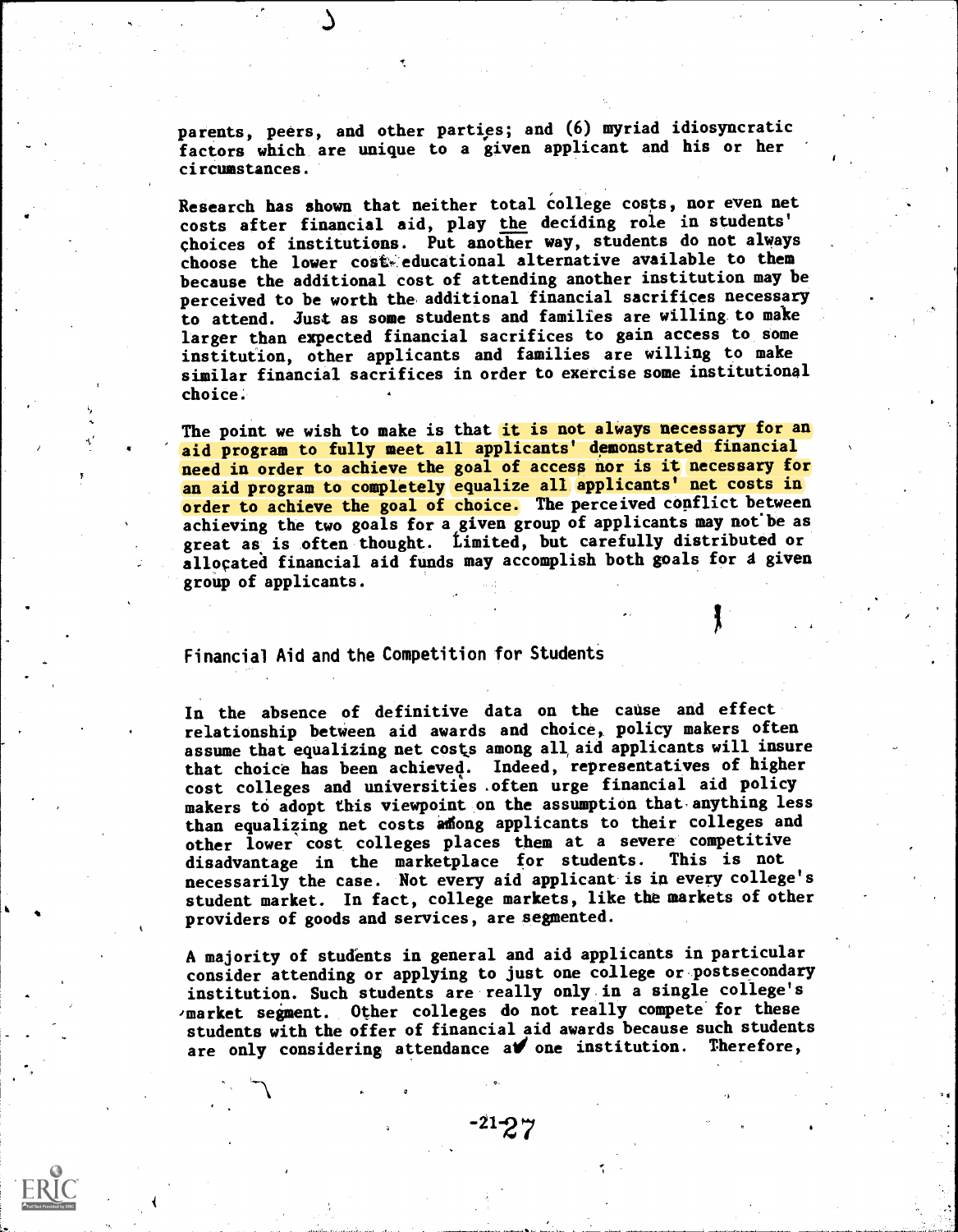parents, peers, and other parties; and (6) myriad idiosyncratic factors which are unique to a given applicant and his or her circumstances.

Research has shown that neither total college costs, nor even net costs after financial aid, play the deciding role in students' choices of institutions. Put another way, students do not always choose the lower cost educational alternative available to them because the additional cost of attending another institution may be perceived to be worth the additional financial sacrifices necessary to attend. Just as some students and families are willing to make larger than expected financial sacrifices to gain access to some institution, other applicants and families are willing to make similar financial sacrifices in order to exercise some institutional choice.

The point we wish to make is that it is not always necessary for an aid program to fully meet all applicants' demonstrated financial need in order to achieve the goal of access nor is it necessary for an aid program to completely equalize all applicants' net costs in order to achieve the goal of choice. The perceived conflict between achieving the two goals for a given group of applicants may not be as great as is often thought. Limited, but carefully distributed or allocated financial aid funds may accomplish both goals for a given group of applicants.

## Financial Aid and the Competition for Students

In the absence of definitive data on the cause and effect relationship between aid awards and choice, policy makers often assume that equalizing net costs among all aid applicants will insure that choice has been achieved. Indeed, representatives of higher cost colleges and universities often urge financial aid policy makers to adopt this viewpoint on the assumption that anything less than equalizing net costs among applicants to their colleges and other lower cost colleges places them at a severe competitive disadvantage in the marketplace for students. This is not necessarily the case. Not every aid applicant is in every college's student market. In fact, college markets, like the markets of other providers of goods and services, are segmented.

A majority of students in general and aid applicants in particular consider attending or applying to just one college or postsecondary institution. Such students are really only in a single college's market segment. Other colleges do not really compete for these students with the offer of financial aid awards because such students are only considering attendance at one institution. Therefore,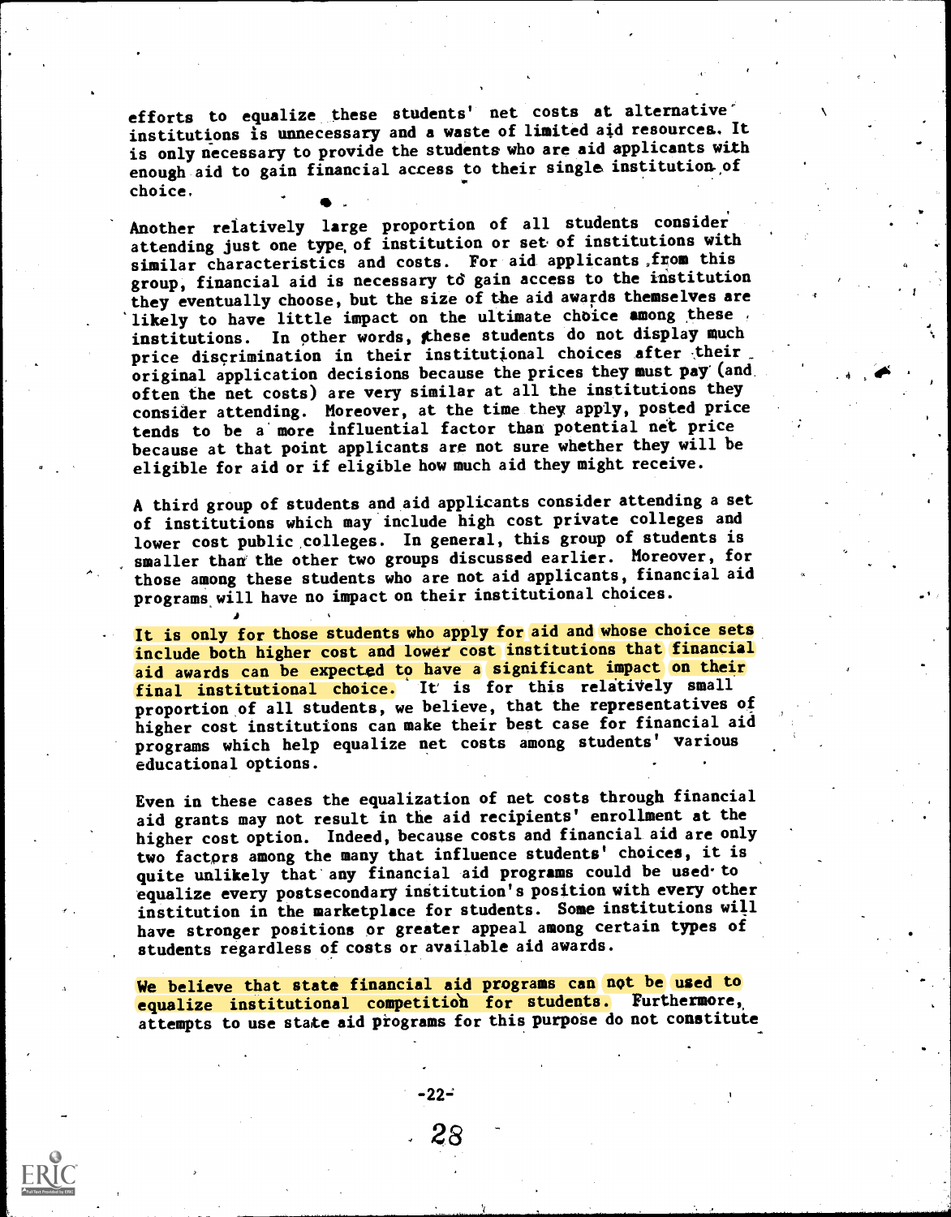efforts to equalize these students' net costs at alternative institutions is unnecessary and a waste of limited aid resources. It is only necessary to provide the students who are aid applicants with enough aid to gain financial access to their single institution of choice.

Another relatively large proportion of all students consider attending just one type of institution or set of institutions with similar characteristics and costs. For aid applicants from this group, financial aid is necessary to gain access to the institution they eventually choose, but the size of the aid awards themselves are likely to have little impact on the ultimate choice among these institutions. In other words, these students do not display much price discrimination in their institutional choices after their original application decisions because the prices they must pay (and often the net costs) are very similar at all the institutions they consider attending. Moreover, at the time they apply, posted price tends to be a more influential factor than potential net price because at that point applicants are not sure whether they will be eligible for aid or if eligible how much aid they might receive.

A third group of students and aid applicants consider attending a set of institutions which may include high cost private colleges and lower cost public colleges. In general, this group of students is smaller than the other two groups discussed earlier. Moreover, for those among these students who are not aid applicants, financial aid programs will have no impact on their institutional choices.

It is only for those students who apply for aid and whose choice sets include both higher cost and lower cost institutions that financial aid awards can be expected to have a significant impact on their final institutional choice. It is for this relatively small proportion of all students, we believe, that the representatives of higher cost institutions can make their best case for financial aid programs which help equalize net costs among students' various educational options.

Even in these cases the equalization of net costs through financial aid grants may not result in the aid recipients' enrollment at the higher cost option. Indeed, because costs and financial aid are only two factors among the many that influence students' choices, it is quite unlikely that any financial aid programs could be used to equalize every postsecondary institution's position with every other institution in the marketplace for students. Some institutions will have stronger positions or greater appeal among certain types of students regardless of costs or available aid awards.

We believe that state financial aid programs can not be used to equalize institutional competition for students. Furthermore, attempts to use state aid programs for this purpose do not constitute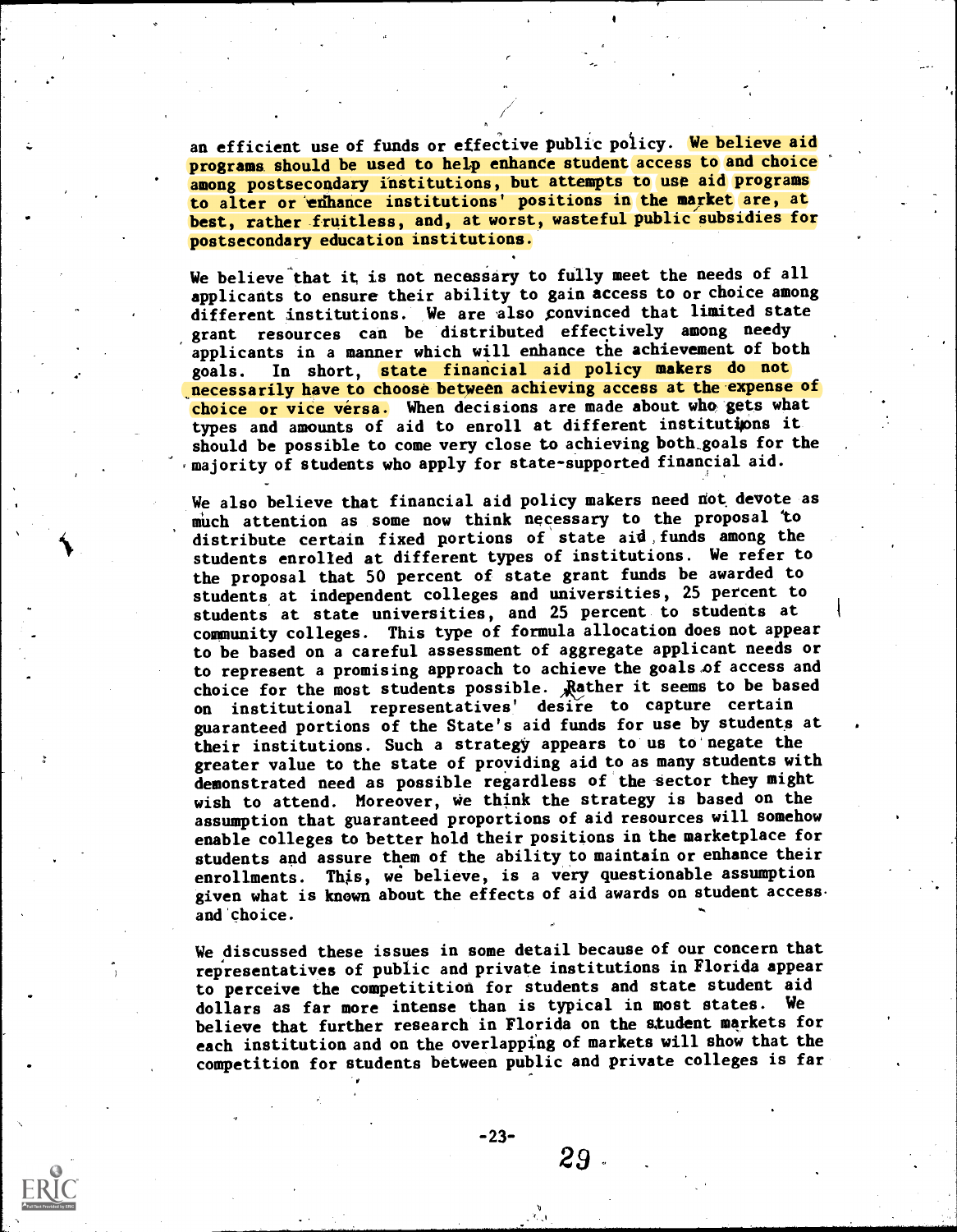an efficient use of funds or effective public policy. We believe aid programs should be used to help enhance student access to and choice among postsecondary institutions, but attempts to use aid programs to alter or enhance institutions' positions in the market are, at best, rather fruitless, and, at worst, wasteful public subsidies for postsecondary education institutions.

We believe that it is not necessary to fully meet the needs of all applicants to ensure their ability to gain access to or choice among different institutions. We are also convinced that limited state grant resources can be distributed effectively among needy applicants in a manner which will enhance the achievement of both goals. In short, state financial aid policy makers do not necessarily have to choose between achieving access at the expense of choice or vice versa. When decisions are made about who gets what types and amounts of aid to enroll at different institutions it should be possible to come very close to achieving both goals for the majority of students who apply for state-supported financial aid.

We also believe that financial aid policy makers need not devote as much attention as some now think necessary to the proposal to distribute certain fixed portions of state aid funds among the students enrolled at different types of institutions. We refer to the proposal that 50 percent of state grant funds be awarded to students at independent colleges and universities, 25 percent to students at state universities, and 25 percent to students at community colleges. This type of formula allocation does not appear to be based on a careful assessment of aggregate applicant needs or to represent a promising approach to achieve the goals of access and choice for the most students possible. Rather it seems to be based on institutional representatives' desire to capture certain guaranteed portions of the State's aid funds for use by students at their institutions. Such a strategy appears to us to negate the greater value to the state of providing aid to as many students with demonstrated need as possible regardless of the sector they might wish to attend. Moreover, we think the strategy is based on the assumption that guaranteed proportions of aid resources will somehow enable colleges to better hold their positions in the marketplace for students and assure them of the ability to maintain or enhance their enrollments. This, we believe, is a very questionable assumption given what is known about the effects of aid awards on student access and choice.

We discussed these issues in some detail because of our concern that representatives of public and private institutions in Florida appear to perceive the competitition for students and state student aid dollars as far more intense than is typical in most states. We believe that further research in Florida on the student markets for each institution and on the overlapping of markets will show that the competition for students between public and private colleges is far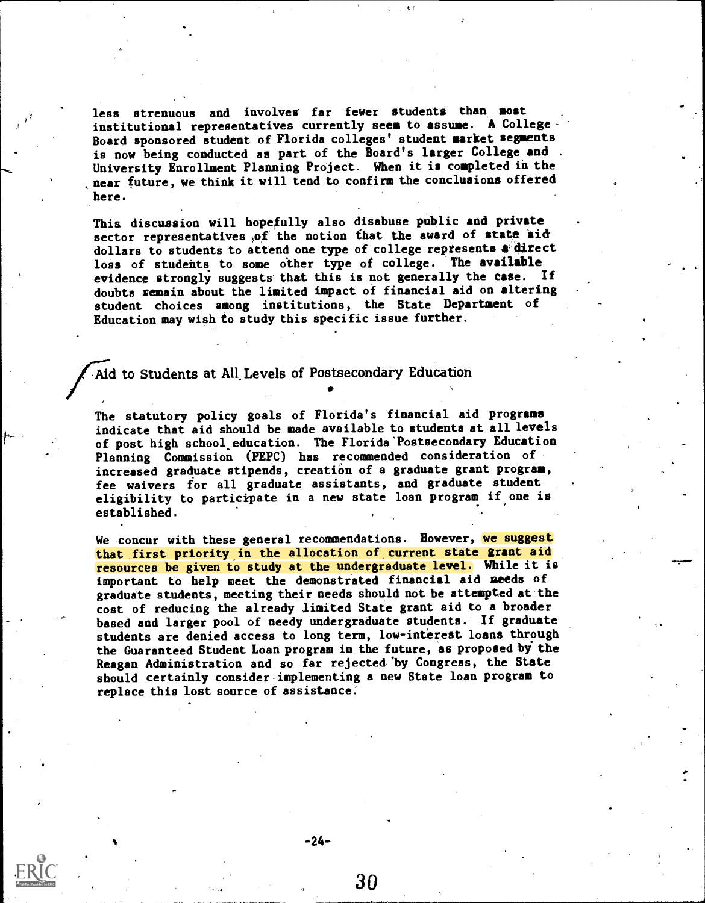less strenuous and involves far fewer students than most institutional representatives currently seem to assume. A College Board sponsored student of Florida colleges' student market segments is now being conducted as part of the Board's larger College and University Enrollment Planning Project. When it is completed in the near future, we think it will tend to confirm the conclusions offered here.

This discussion will hopefully also disabuse public and private sector representatives of the notion that the award of state aid dollars to students to attend one type of college represents a direct loss of students to some other type of college. The available evidence strongly suggests that this is not generally the case. If doubts remain about the limited impact of financial aid on altering student choices among institutions, the State Department of Education may wish to study this specific issue further.

## Aid to Students at All Levels of Postsecondary Education

The statutory policy goals of Florida's financial aid programs indicate that aid should be made available to students at all levels of post high school education. The Florida Postsecondary Education Planning Commission (PEPC) has recommended consideration of increased graduate stipends, creation of a graduate grant program, fee waivers for all graduate assistants, and graduate student eligibility to participate in a new state loan program if one is established.

We concur with these general recommendations. However, we suggest that first priority in the allocation of current state grant aid resources be given to study at the undergraduate level. While it is important to help meet the demonstrated financial aid needs of graduate students, meeting their needs should not be attempted at the cost of reducing the already limited State grant aid to a broader based and larger pool of needy undergraduate students. If graduate students are denied access to long term, low-interest loans through the Guaranteed Student Loan program in the future, as proposed by the Reagan Administration and so far rejected by Congress, the State should certainly consider implementing a new State loan program to replace this lost source of assistance.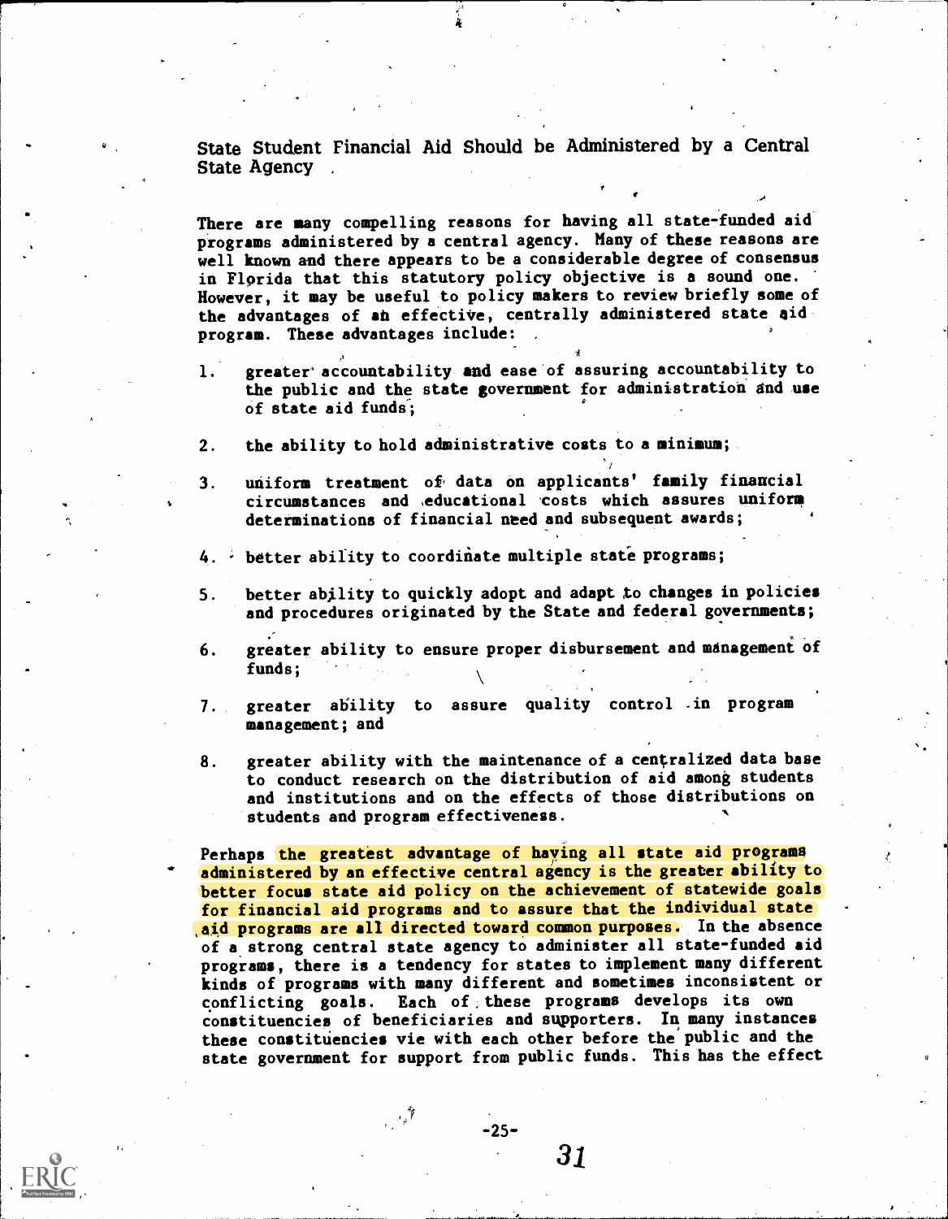## State Student Financial Aid Should be Administered by a Central State Agency

There are many compelling reasons for having all state-funded aid programs administered by a central agency. Many of these reasons are well known and there appears to be a considerable degree of consensus in Florida that this statutory policy objective is a sound one. However, it may be useful to policy makers to review briefly some of the advantages of an effective, centrally administered state aid program. These advantages include:

1. greater accountability and ease of assuring accountability to the public and the state government for administration and use of state aid funds;

2. the ability to hold administrative costs to a minimum;

3. uniform treatment of data on applicants' family financial circumstances and educational costs which assures uniform determinations of financial need and subsequent awards;

4. better ability to coordinate multiple state programs;

5. better ability to quickly adopt and adapt to changes in policies and procedures originated by the State and federal governments;

6. greater ability to ensure proper disbursement and management of funds;

7. greater ability to assure quality control in program management; and

8. greater ability with the maintenance of a centralized data base to conduct research on the distribution of aid among students and institutions and on the effects of those distributions on students and program effectiveness.

Perhaps the greatest advantage of having all state aid programs administered by an effective central agency is the greater ability to better focus state aid policy on the achievement of statewide goals for financial aid programs and to assure that the individual state aid programs are all directed toward common purposes. In the absence of a strong central state agency to administer all state-funded aid programs, there is a tendency for states to implement many different kinds of programs with many different and sometimes inconsistent or conflicting goals. Each of these programs develops its own constituencies of beneficiaries and supporters. In many instances these constituencies vie with each other before the public and the state government for support from public funds. This has the effect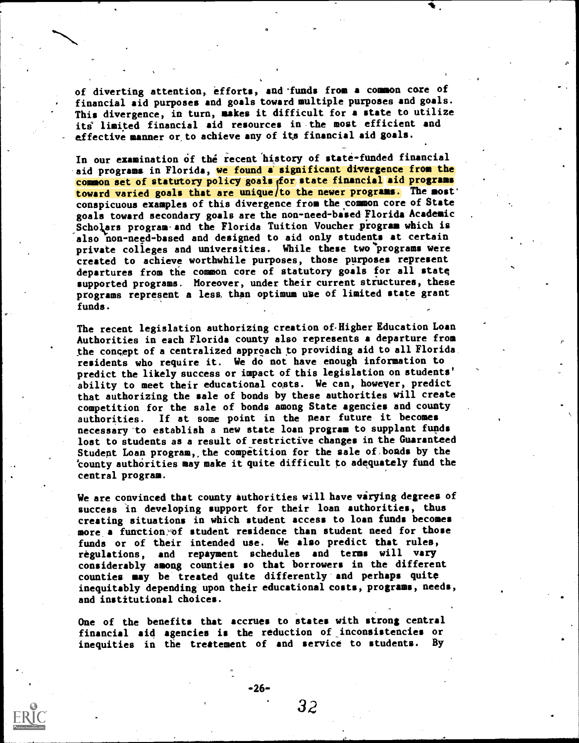of diverting attention, efforts, and funds from a common core of financial aid purposes and goals toward multiple purposes and goals. This divergence, in turn, makes it difficult for a state to utilize its limited financial aid resources in the most efficient and effective manner or to achieve any of its financial aid goals.

In our examination of the recent history of state-funded financial aid programs in Florida, we found a significant divergence from the common set of statutory policy goals for state financial aid programs toward varied goals that are unique to the newer programs. The most conspicuous examples of this divergence from the common core of State goals toward secondary goals are the non-need-based Florida Academic Scholars program and the Florida Tuition Voucher program which is also non-need-based and designed to aid only students at certain private colleges and universities. While these two programs were created to achieve worthwhile purposes, those purposes represent departures from the common core of statutory goals for all state supported programs. Moreover, under their current structures, these programs represent a less than optimum use of limited state grant funds.

The recent legislation authorizing creation of Higher Education Loan Authorities in each Florida county also represents a departure from the concept of a centralized approach to providing aid to all Florida residents who require it. We do not have enough information to predict the likely success or impact of this legislation on students' ability to meet their educational costs. We can, however, predict that authorizing the sale of bonds by these authorities will create competition for the sale of bonds among State agencies and county authorities. If at some point in the near future it becomes necessary to establish a new state loan program to supplant funds lost to students as a result of restrictive changes in the Guaranteed Student Loan program, the competition for the sale of bonds by the county authorities may make it quite difficult to adequately fund the central program.

We are convinced that county authorities will have varying degrees of success in developing support for their loan authorities, thus creating situations in which student access to loan funds becomes more a function of student residence than student need for those funds or of their intended use. We also predict that rules, regulations, and repayment schedules and terms will vary considerably among counties so that borrowers in the different counties may be treated quite differently and perhaps quite inequitably depending upon their educational costs, programs, needs, and institutional choices.

One of the benefits that accrues to states with strong central financial aid agencies is the reduction of inconsistencies or inequities in the treatement of and service to students. By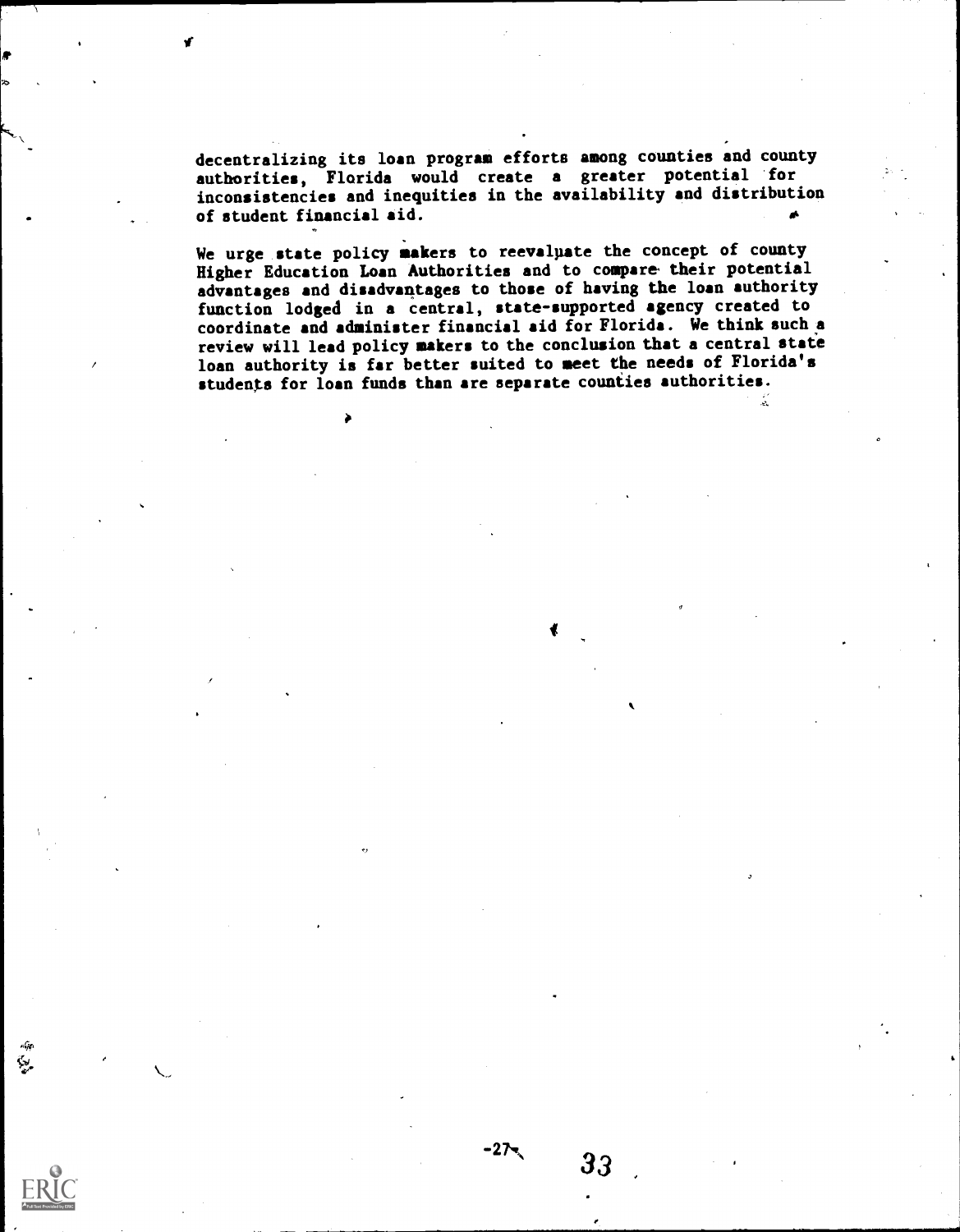decentralizing its loan program efforts among counties and county authorities, Florida would create a greater potential for inconsistencies and inequities in the availability and distribution of student financial aid.

We urge state policy makers to reevaluate the concept of county Higher Education Loan Authorities and to compare their potential advantages and disadvantages to those of having the loan authority function lodged in a central, state-supported agency created to coordinate and administer financial aid for Florida. We think such a review will lead policy makers to the conclusion that a central state loan authority is far better suited to meet the needs of Florida's students for loan funds than are separate counties authorities.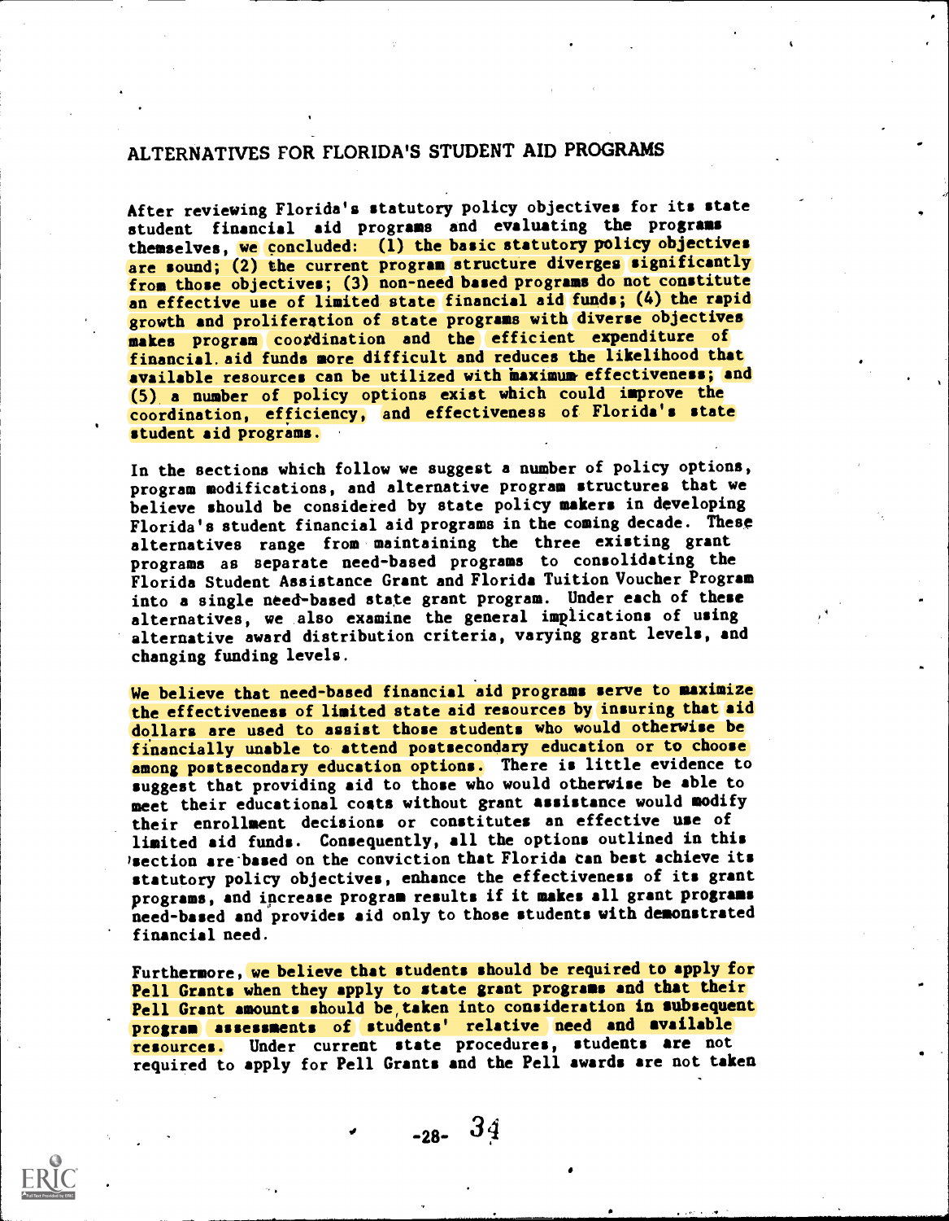## ALTERNATIVES FOR FLORIDA'S STUDENT AID PROGRAMS

After reviewing Florida's statutory policy objectives for its state student financial aid programs and evaluating the programs themselves, we concluded: (1) the basic statutory policy objectives are sound; (2) the current program structure diverges significantly from those objectives; (3) non-need based programs do not constitute an effective use of limited state financial aid funds; (4) the rapid growth and proliferation of state programs with diverse objectives makes program coordination and the efficient expenditure of financial aid funds more difficult and reduces the likelihood that available resources can be utilized with maximum effectiveness; and (5) a number of policy options exist which could improve the coordination, efficiency, and effectiveness of Florida's state student aid programs.

In the sections which follow we suggest a number of policy options, program modifications, and alternative program structures that we believe should be considered by state policy makers in developing Florida's student financial aid programs in the coming decade. These alternatives range from maintaining the three existing grant programs as separate need-based programs to consolidating the Florida Student Assistance Grant and Florida Tuition Voucher Program into a single need-based state grant program. Under each of these alternatives, we also examine the general implications of using alternative award distribution criteria, varying grant levels, and changing funding levels.

We believe that need-based financial aid programs serve to maximize the effectiveness of limited state aid resources by insuring that aid dollars are used to assist those students who would otherwise be financially unable to attend postsecondary education or to choose among postsecondary education options. There is little evidence to suggest that providing aid to those who would otherwise be able to meet their educational costs without grant assistance would modify their enrollment decisions or constitutes an effective use of limited aid funds. Consequently, all the options outlined in this section are based on the conviction that Florida can best achieve its statutory policy objectives, enhance the effectiveness of its grant programs, and increase program results if it makes all grant programs need-based and provides aid only to those students with demonstrated financial need.

Furthermore, we believe that students should be required to apply for Pell Grants when they apply to state grant programs and that their Pell Grant amounts should be taken into consideration in subsequent program assessments of students' relative need and available resources. Under current state procedures, students are not required to apply for Pell Grants and the Pell awards are not taken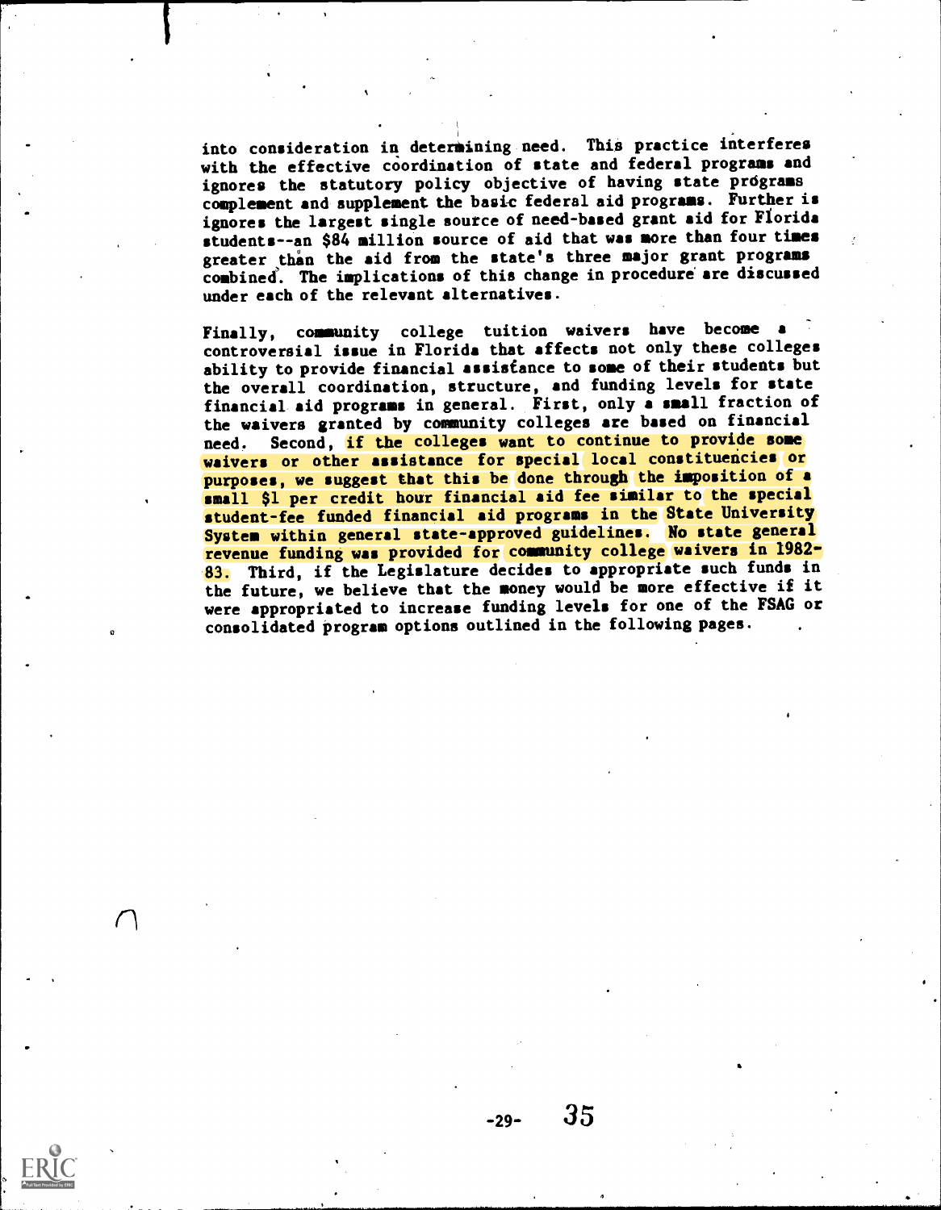into consideration in determining need. This practice interferes with the effective coordination of state and federal programs and ignores the statutory policy objective of having state programs complement and supplement the basic federal aid programs. Further is ignores the largest single source of need-based grant aid for Florida students--an $84 million source of aid that was more than four times greater than the aid from the state's three major grant programs combined. The implications of this change in procedure are discussed under each of the relevant alternatives.

Finally, community college tuition waivers have become a controversial issue in Florida that affects not only these colleges ability to provide financial assistance to some of their students but the overall coordination, structure, and funding levels for state financial aid programs in general. First, only a small fraction of the waivers granted by community colleges are based on financial need. Second, if the colleges want to continue to provide some waivers or other assistance for special local constituencies or purposes, we suggest that this be done through the imposition of a small $1 per credit hour financial aid fee similar to the special student-fee funded financial aid programs in the State University System within general state-approved guidelines. No state general revenue funding was provided for community college waivers in 1982-83. Third, if the Legislature decides to appropriate such funds in the future, we believe that the money would be more effective if it were appropriated to increase funding levels for one of the FSAG or consolidated program options outlined in the following pages.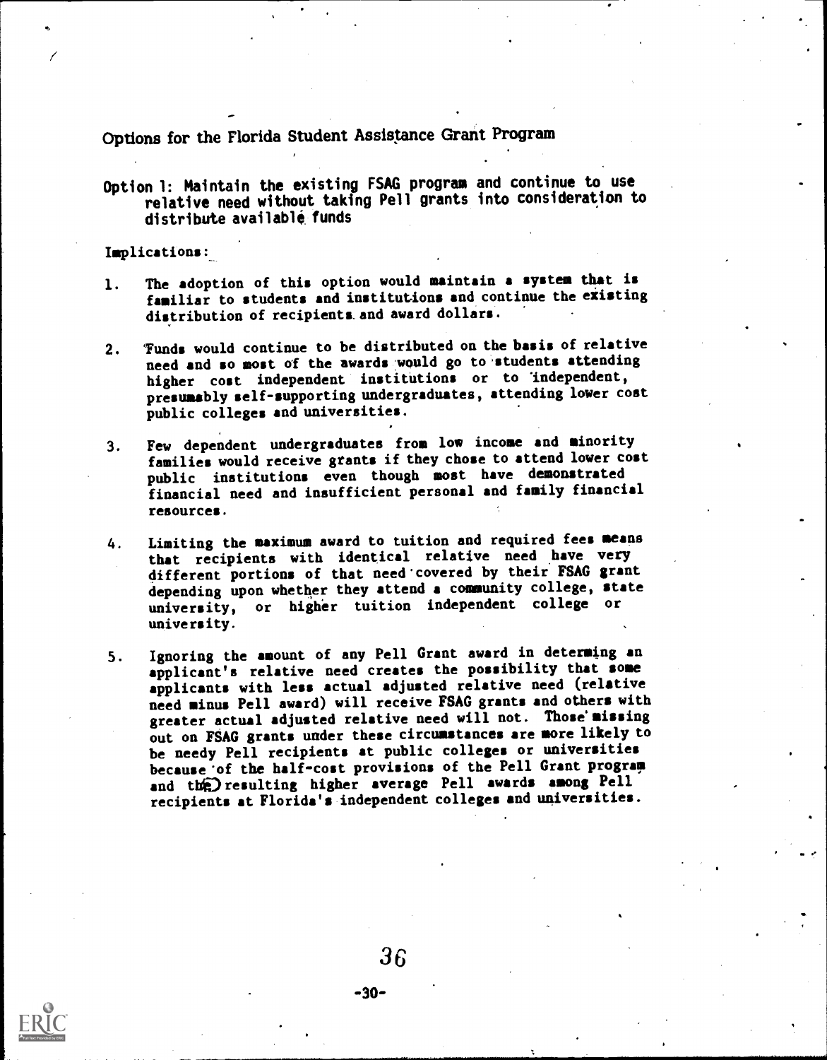## Options for the Florida Student Assistance Grant Program

### Option 1: Maintain the existing FSAG program and continue to use relative need without taking Pell grants into consideration to distribute available funds

Implications:

1. The adoption of this option would maintain a system that is familiar to students and institutions and continue the existing distribution of recipients and award dollars.

2. Funds would continue to be distributed on the basis of relative need and so most of the awards would go to students attending higher cost independent institutions or to independent, presumably self-supporting undergraduates, attending lower cost public colleges and universities.

3. Few dependent undergraduates from low income and minority families would receive grants if they chose to attend lower cost public institutions even though most have demonstrated financial need and insufficient personal and family financial resources.

4. Limiting the maximum award to tuition and required fees means that recipients with identical relative need have very different portions of that need covered by their FSAG grant depending upon whether they attend a community college, state university, or higher tuition independent college or university.

5. Ignoring the amount of any Pell Grant award in determing an applicant's relative need creates the possibility that some applicants with less actual adjusted relative need (relative need minus Pell award) will receive FSAG grants and others with greater actual adjusted relative need will not. Those missing out on FSAG grants under these circumstances are more likely to be needy Pell recipients at public colleges or universities because of the half-cost provisions of the Pell Grant program and the resulting higher average Pell awards among Pell recipients at Florida's independent colleges and universities.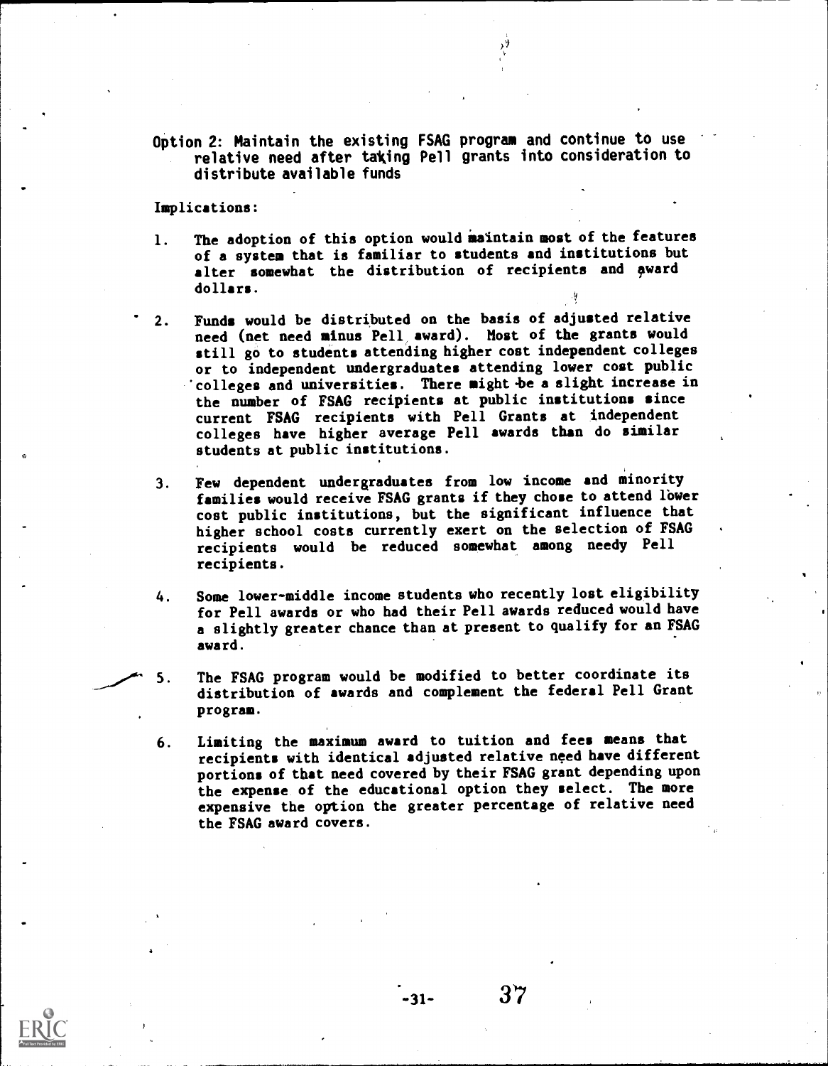Option 2: Maintain the existing FSAG program and continue to use relative need after taking Pell grants into consideration to distribute available funds

Implications:

1. The adoption of this option would maintain most of the features of a system that is familiar to students and institutions but alter somewhat the distribution of recipients and award dollars.

2. Funds would be distributed on the basis of adjusted relative need (net need minus Pell award). Most of the grants would still go to students attending higher cost independent colleges or to independent undergraduates attending lower cost public colleges and universities. There might be a slight increase in the number of FSAG recipients at public institutions since current FSAG recipients with Pell Grants at independent colleges have higher average Pell awards than do similar students at public institutions.

3. Few dependent undergraduates from low income and minority families would receive FSAG grants if they chose to attend lower cost public institutions, but the significant influence that higher school costs currently exert on the selection of FSAG recipients would be reduced somewhat among needy Pell recipients.

4. Some lower-middle income students who recently lost eligibility for Pell awards or who had their Pell awards reduced would have a slightly greater chance than at present to qualify for an FSAG award.

5. The FSAG program would be modified to better coordinate its distribution of awards and complement the federal Pell Grant program.

6. Limiting the maximum award to tuition and fees means that recipients with identical adjusted relative need have different portions of that need covered by their FSAG grant depending upon the expense of the educational option they select. The more expensive the option the greater percentage of relative need the FSAG award covers.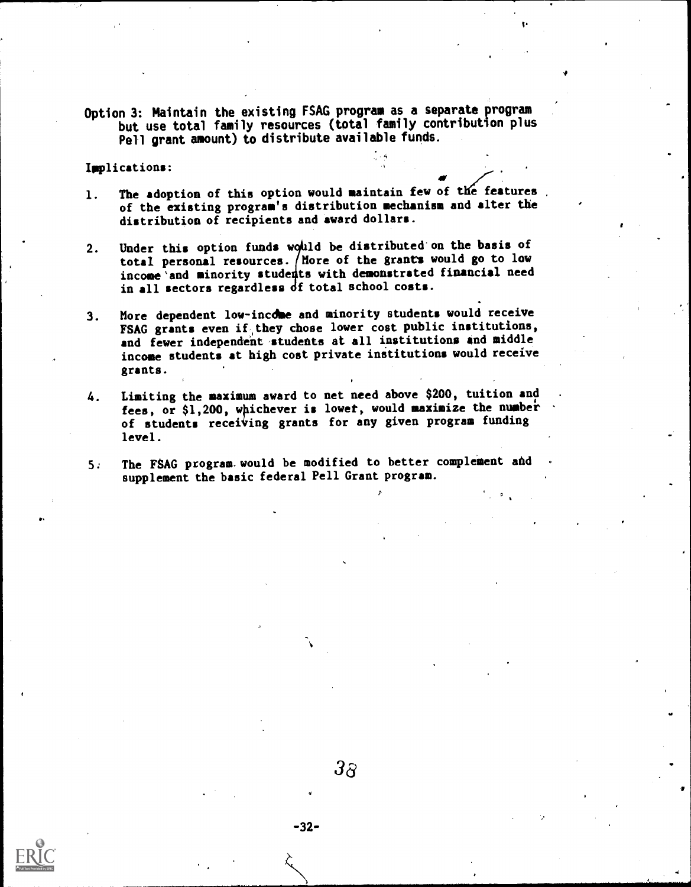Option 3: Maintain the existing FSAG program as a separate program but use total family resources (total family contribution plus Pell grant amount) to distribute available funds.

Implications:

1. The adoption of this option would maintain few of the features of the existing program's distribution mechanism and alter the distribution of recipients and award dollars.

2. Under this option funds would be distributed on the basis of total personal resources. More of the grants would go to low income and minority students with demonstrated financial need in all sectors regardless of total school costs.

3. More dependent low-income and minority students would receive FSAG grants even if they chose lower cost public institutions, and fewer independent students at all institutions and middle income students at high cost private institutions would receive grants.

4. Limiting the maximum award to net need above $200, tuition and fees, or $1,200, whichever is lower, would maximize the number of students receiving grants for any given program funding level.

5. The FSAG program would be modified to better complement and supplement the basic federal Pell Grant program.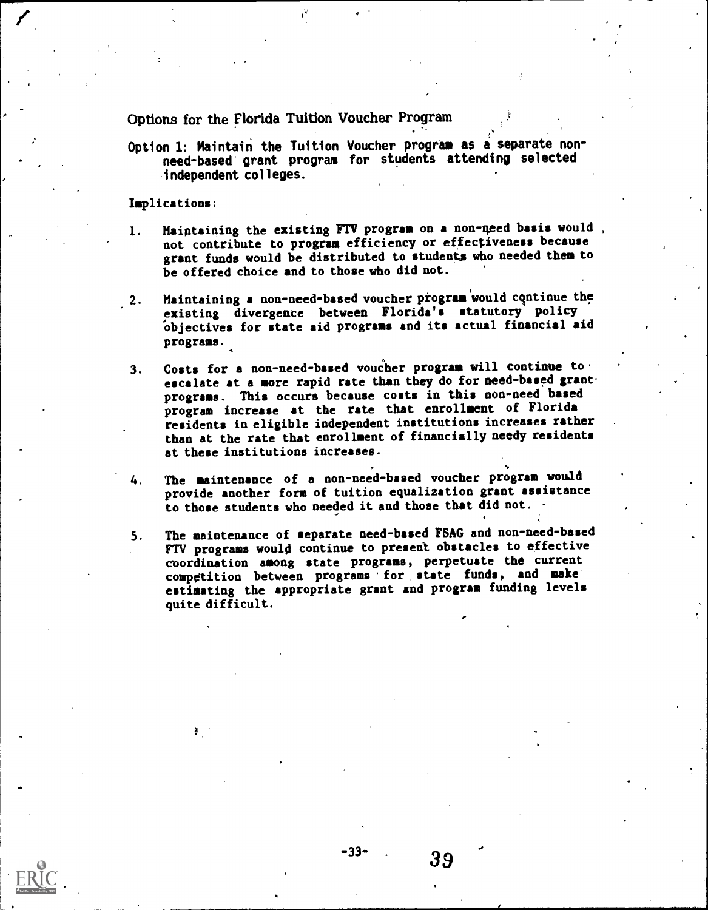## Options for the Florida Tuition Voucher Program

**Option 1: Maintain the Tuition Voucher program as a separate non-need-based grant program for students attending selected independent colleges.**

Implications:

1. Maintaining the existing FTV program on a non-need basis would not contribute to program efficiency or effectiveness because grant funds would be distributed to students who needed them to be offered choice and to those who did not.

2. Maintaining a non-need-based voucher program would continue the existing divergence between Florida's statutory policy objectives for state aid programs and its actual financial aid programs.

3. Costs for a non-need-based voucher program will continue to escalate at a more rapid rate than they do for need-based grant programs. This occurs because costs in this non-need based program increase at the rate that enrollment of Florida residents in eligible independent institutions increases rather than at the rate that enrollment of financially needy residents at these institutions increases.

4. The maintenance of a non-need-based voucher program would provide another form of tuition equalization grant assistance to those students who needed it and those that did not.

5. The maintenance of separate need-based FSAG and non-need-based FTV programs would continue to present obstacles to effective coordination among state programs, perpetuate the current competition between programs for state funds, and make estimating the appropriate grant and program funding levels quite difficult.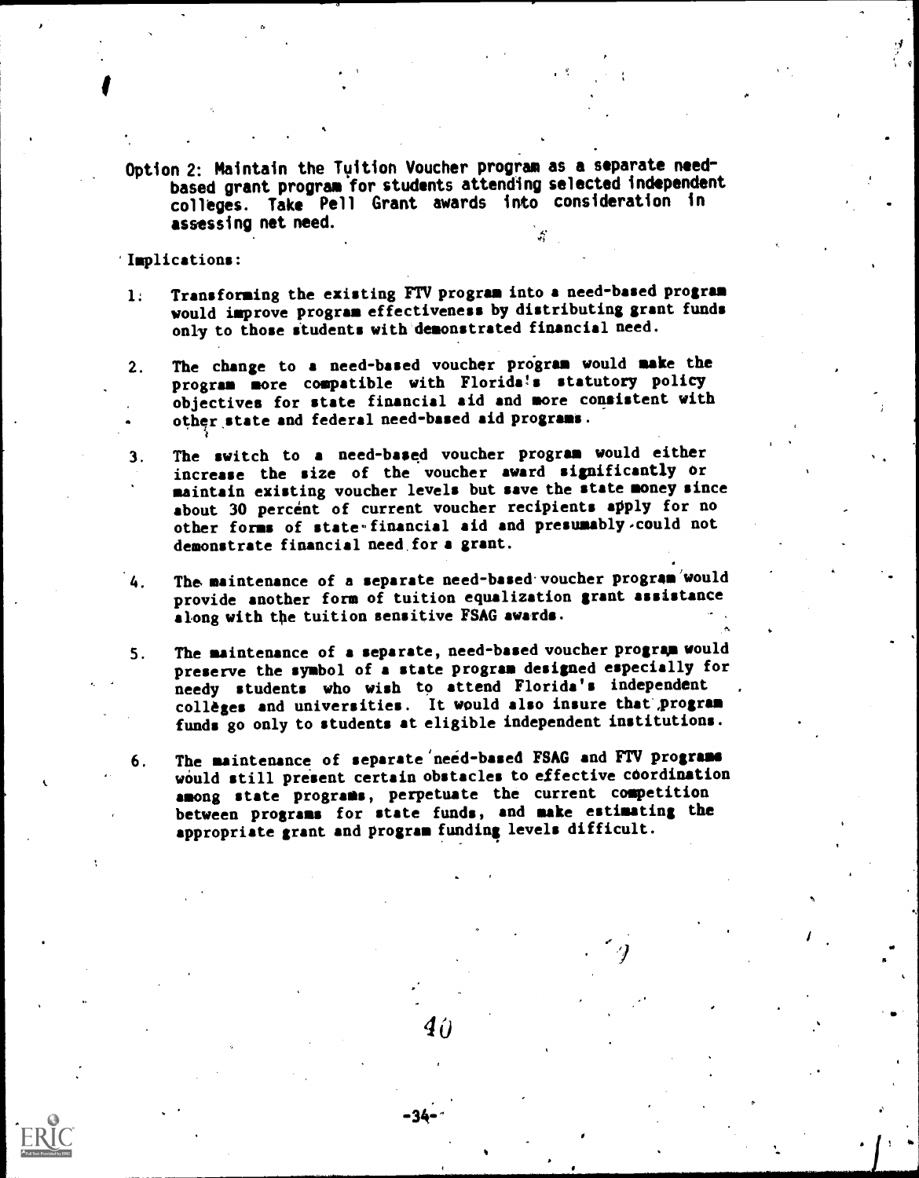Option 2: Maintain the Tuition Voucher program as a separate need-based grant program for students attending selected independent colleges. Take Pell Grant awards into consideration in assessing net need.

Implications:

1. Transforming the existing FTV program into a need-based program would improve program effectiveness by distributing grant funds only to those students with demonstrated financial need.

2. The change to a need-based voucher program would make the program more compatible with Florida's statutory policy objectives for state financial aid and more consistent with other state and federal need-based aid programs.

3. The switch to a need-based voucher program would either increase the size of the voucher award significantly or maintain existing voucher levels but save the state money since about 30 percent of current voucher recipients apply for no other forms of state financial aid and presumably could not demonstrate financial need for a grant.

4. The maintenance of a separate need-based voucher program would provide another form of tuition equalization grant assistance along with the tuition sensitive FSAG awards.

5. The maintenance of a separate, need-based voucher program would preserve the symbol of a state program designed especially for needy students who wish to attend Florida's independent colleges and universities. It would also insure that program funds go only to students at eligible independent institutions.

6. The maintenance of separate need-based FSAG and FTV programs would still present certain obstacles to effective coordination among state programs, perpetuate the current competition between programs for state funds, and make estimating the appropriate grant and program funding levels difficult.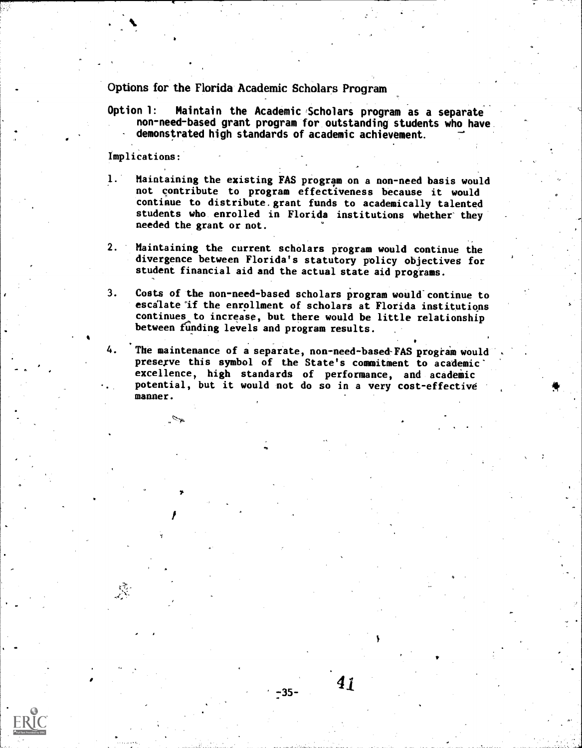## Options for the Florida Academic Scholars Program

**Option 1: Maintain the Academic Scholars program as a separate non-need-based grant program for outstanding students who have demonstrated high standards of academic achievement.**

Implications:

1. Maintaining the existing FAS program on a non-need basis would not contribute to program effectiveness because it would continue to distribute grant funds to academically talented students who enrolled in Florida institutions whether they needed the grant or not.

2. Maintaining the current scholars program would continue the divergence between Florida's statutory policy objectives for student financial aid and the actual state aid programs.

3. Costs of the non-need-based scholars program would continue to escalate if the enrollment of scholars at Florida institutions continues to increase, but there would be little relationship between funding levels and program results.

4. The maintenance of a separate, non-need-based FAS program would preserve this symbol of the State's commitment to academic excellence, high standards of performance, and academic potential, but it would not do so in a very cost-effective manner.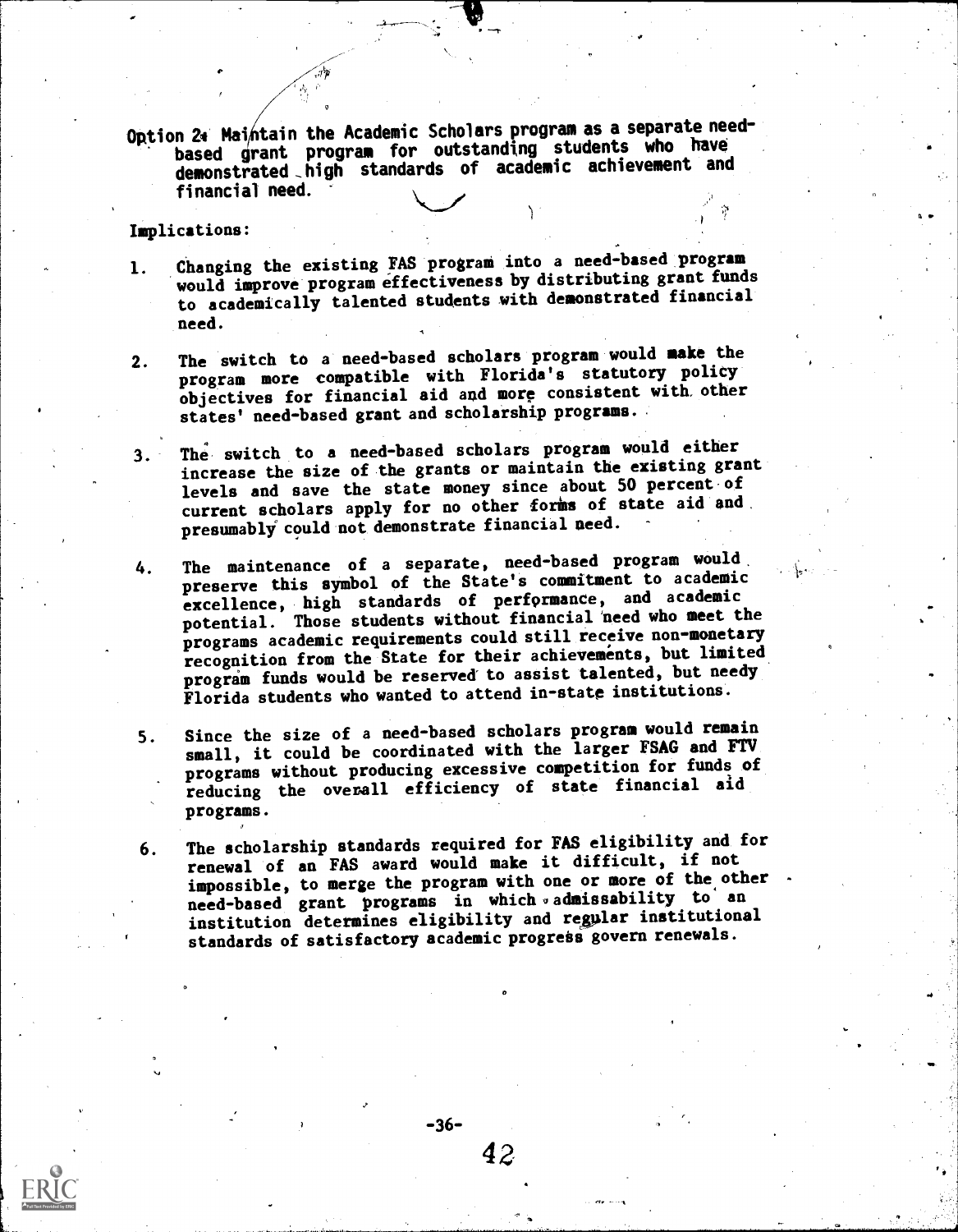Option 2: Maintain the Academic Scholars program as a separate need-based grant program for outstanding students who have demonstrated high standards of academic achievement and financial need.

Implications:

1. Changing the existing FAS program into a need-based program would improve program effectiveness by distributing grant funds to academically talented students with demonstrated financial need.

2. The switch to a need-based scholars program would make the program more compatible with Florida's statutory policy objectives for financial aid and more consistent with other states' need-based grant and scholarship programs.

3. The switch to a need-based scholars program would either increase the size of the grants or maintain the existing grant levels and save the state money since about 50 percent of current scholars apply for no other forms of state aid and presumably could not demonstrate financial need.

4. The maintenance of a separate, need-based program would preserve this symbol of the State's commitment to academic excellence, high standards of performance, and academic potential. Those students without financial need who meet the programs academic requirements could still receive non-monetary recognition from the State for their achievements, but limited program funds would be reserved to assist talented, but needy Florida students who wanted to attend in-state institutions.

5. Since the size of a need-based scholars program would remain small, it could be coordinated with the larger FSAG and FTV programs without producing excessive competition for funds of reducing the overall efficiency of state financial aid programs.

6. The scholarship standards required for FAS eligibility and for renewal of an FAS award would make it difficult, if not impossible, to merge the program with one or more of the other need-based grant programs in which admissability to an institution determines eligibility and regular institutional standards of satisfactory academic progress govern renewals.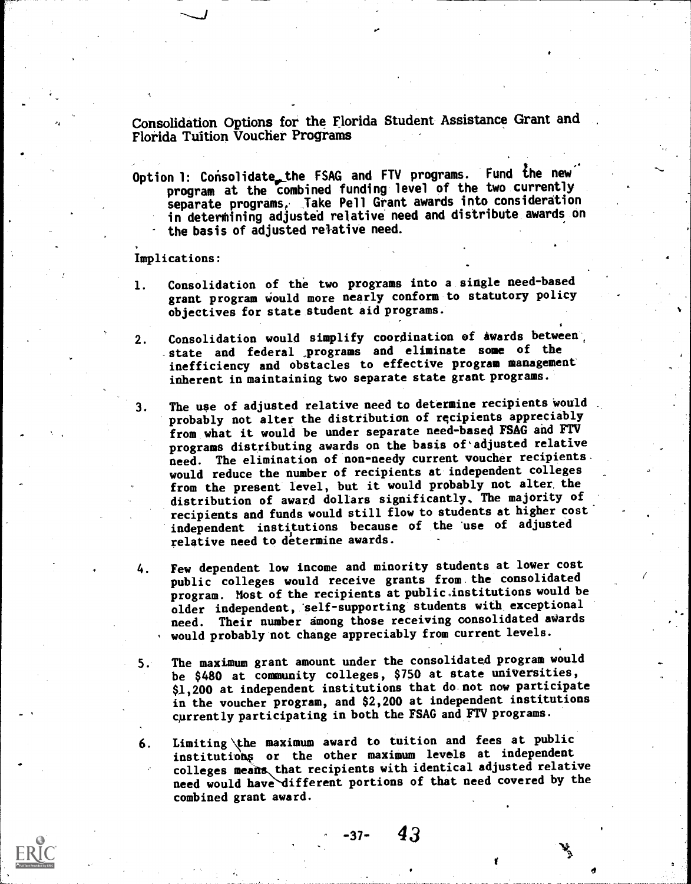## Consolidation Options for the Florida Student Assistance Grant and Florida Tuition Voucher Programs

Option 1: Consolidate the FSAG and FTV programs. Fund the new program at the combined funding level of the two currently separate programs. Take Pell Grant awards into consideration in determining adjusted relative need and distribute awards on the basis of adjusted relative need.

Implications:

1. Consolidation of the two programs into a single need-based grant program would more nearly conform to statutory policy objectives for state student aid programs.

2. Consolidation would simplify coordination of awards between state and federal programs and eliminate some of the inefficiency and obstacles to effective program management inherent in maintaining two separate state grant programs.

3. The use of adjusted relative need to determine recipients would probably not alter the distribution of recipients appreciably from what it would be under separate need-based FSAG and FTV programs distributing awards on the basis of adjusted relative need. The elimination of non-needy current voucher recipients would reduce the number of recipients at independent colleges from the present level, but it would probably not alter the distribution of award dollars significantly. The majority of recipients and funds would still flow to students at higher cost independent institutions because of the use of adjusted relative need to determine awards.

4. Few dependent low income and minority students at lower cost public colleges would receive grants from the consolidated program. Most of the recipients at public institutions would be older independent, self-supporting students with exceptional need. Their number among those receiving consolidated awards would probably not change appreciably from current levels.

5. The maximum grant amount under the consolidated program would be $480 at community colleges, $750 at state universities, $1,200 at independent institutions that do not now participate in the voucher program, and $2,200 at independent institutions currently participating in both the FSAG and FTV programs.

6. Limiting the maximum award to tuition and fees at public institutions or the other maximum levels at independent colleges means that recipients with identical adjusted relative need would have different portions of that need covered by the combined grant award.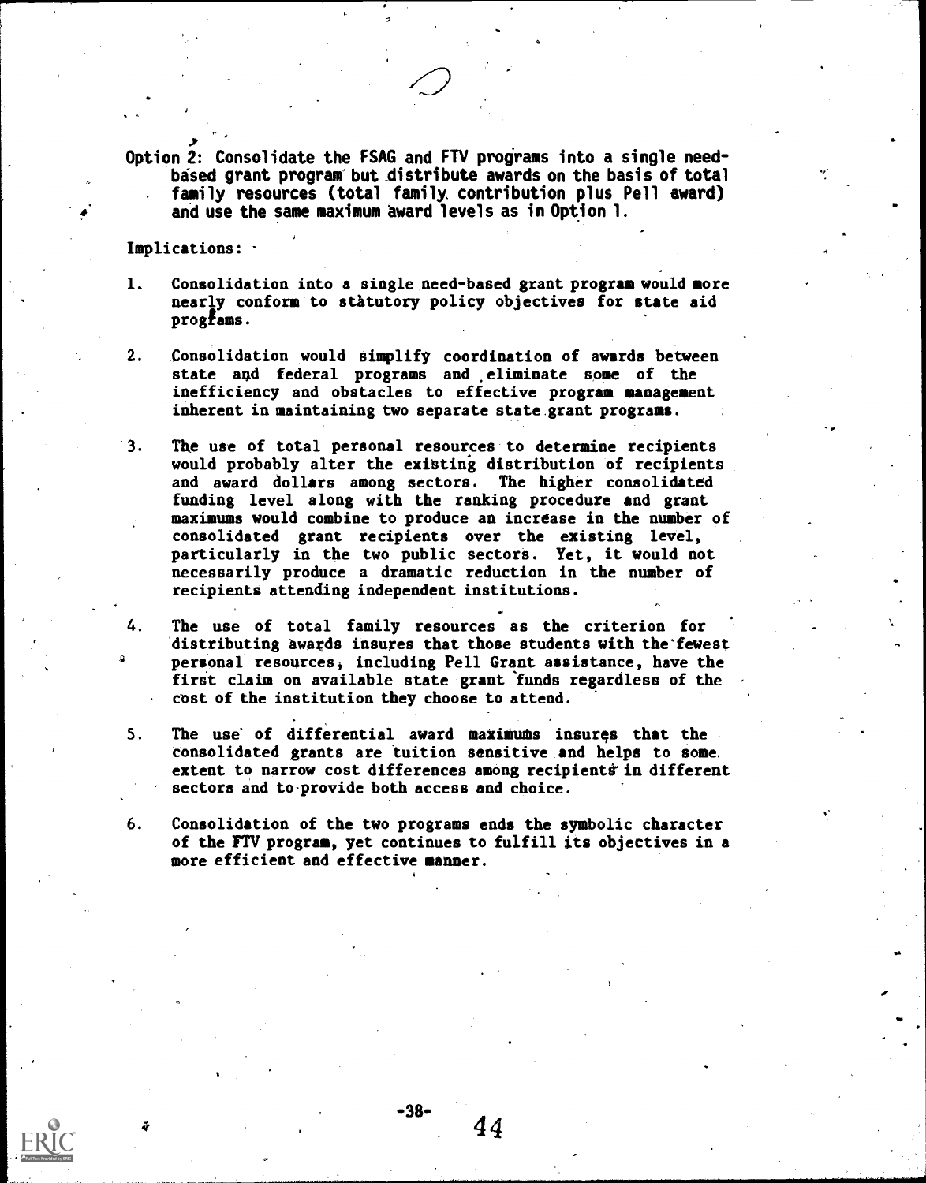Option 2: Consolidate the FSAG and FTV programs into a single need-based grant program but distribute awards on the basis of total family resources (total family contribution plus Pell award) and use the same maximum award levels as in Option 1.

Implications:

1. Consolidation into a single need-based grant program would more nearly conform to statutory policy objectives for state aid programs.

2. Consolidation would simplify coordination of awards between state and federal programs and eliminate some of the inefficiency and obstacles to effective program management inherent in maintaining two separate state grant programs.

3. The use of total personal resources to determine recipients would probably alter the existing distribution of recipients and award dollars among sectors. The higher consolidated funding level along with the ranking procedure and grant maximums would combine to produce an increase in the number of consolidated grant recipients over the existing level, particularly in the two public sectors. Yet, it would not necessarily produce a dramatic reduction in the number of recipients attending independent institutions.

4. The use of total family resources as the criterion for distributing awards insures that those students with the fewest personal resources, including Pell Grant assistance, have the first claim on available state grant funds regardless of the cost of the institution they choose to attend.

5. The use of differential award maximums insures that the consolidated grants are tuition sensitive and helps to some extent to narrow cost differences among recipients in different sectors and to provide both access and choice.

6. Consolidation of the two programs ends the symbolic character of the FTV program, yet continues to fulfill its objectives in a more efficient and effective manner.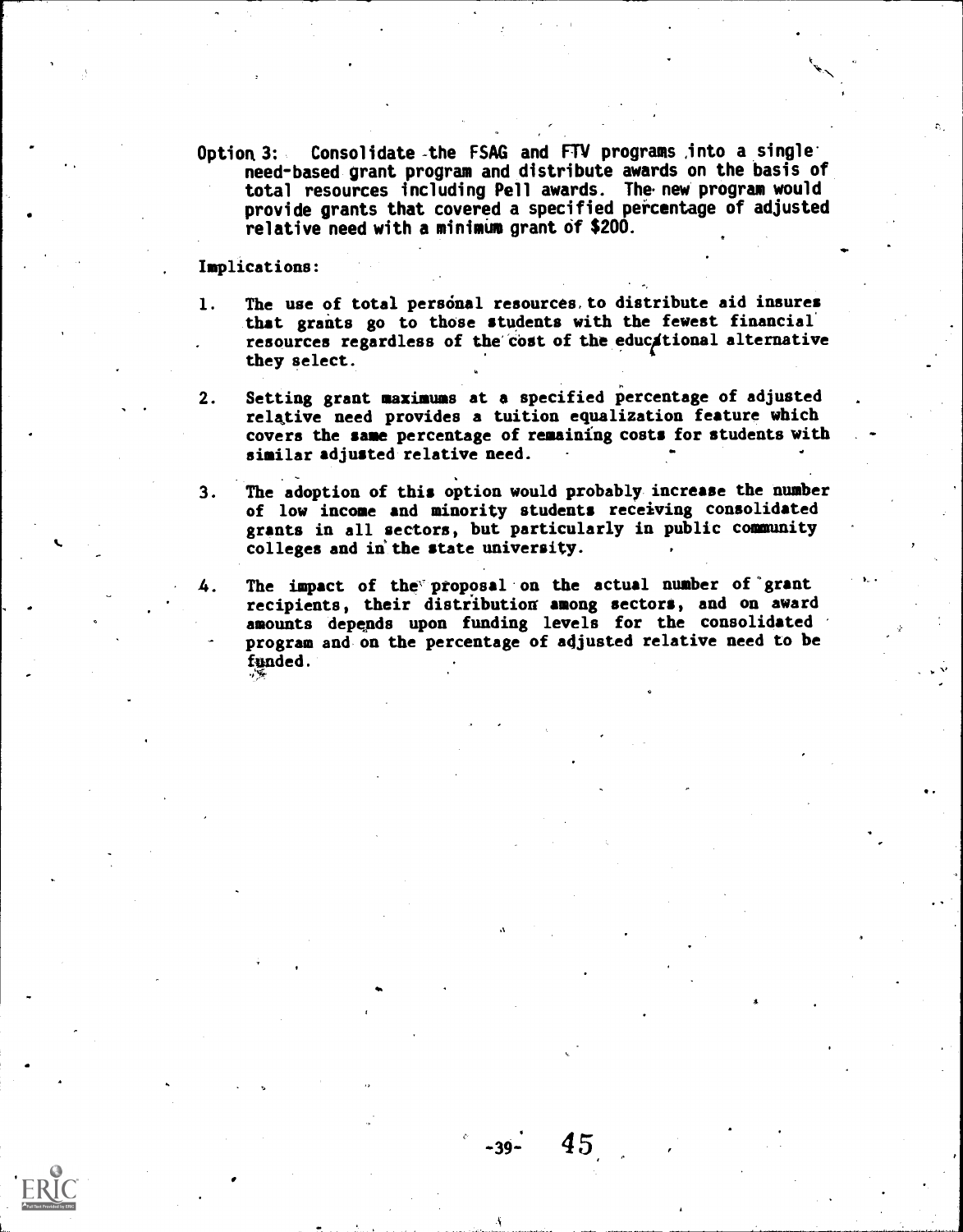Option 3: Consolidate the FSAG and FTV programs into a single need-based grant program and distribute awards on the basis of total resources including Pell awards. The new program would provide grants that covered a specified percentage of adjusted relative need with a minimum grant of $200.

Implications:

1. The use of total personal resources to distribute aid insures that grants go to those students with the fewest financial resources regardless of the cost of the educational alternative they select.

2. Setting grant maximums at a specified percentage of adjusted relative need provides a tuition equalization feature which covers the same percentage of remaining costs for students with similar adjusted relative need.

3. The adoption of this option would probably increase the number of low income and minority students receiving consolidated grants in all sectors, but particularly in public community colleges and in the state university.

4. The impact of the proposal on the actual number of grant recipients, their distribution among sectors, and on award amounts depends upon funding levels for the consolidated program and on the percentage of adjusted relative need to be funded.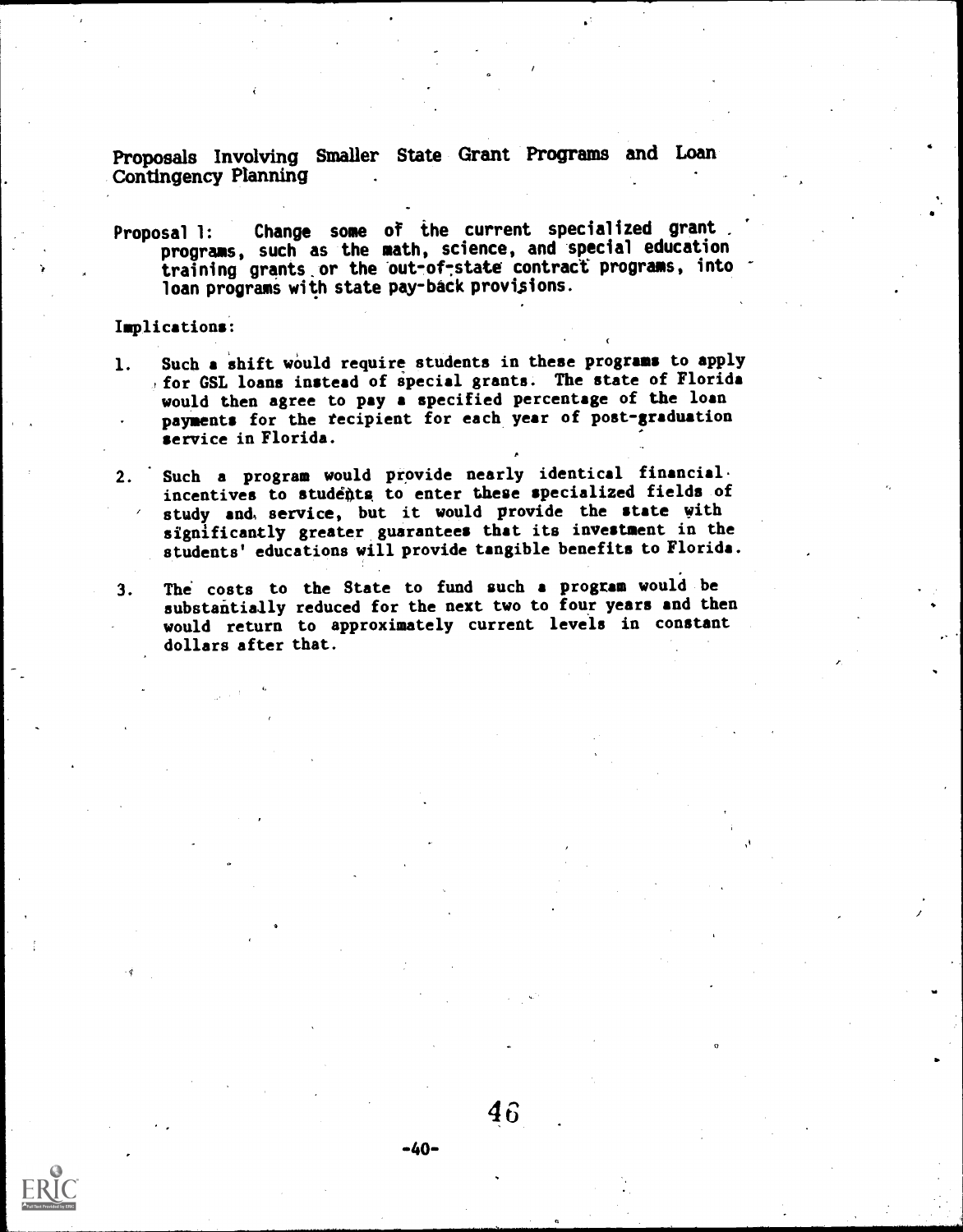## Proposals Involving Smaller State Grant Programs and Loan Contingency Planning

Proposal 1: Change some of the current specialized grant programs, such as the math, science, and special education training grants or the out-of-state contract programs, into loan programs with state pay-back provisions.

Implications:

1. Such a shift would require students in these programs to apply for GSL loans instead of special grants. The state of Florida would then agree to pay a specified percentage of the loan payments for the recipient for each year of post-graduation service in Florida.

2. Such a program would provide nearly identical financial incentives to students to enter these specialized fields of study and service, but it would provide the state with significantly greater guarantees that its investment in the students' educations will provide tangible benefits to Florida.

3. The costs to the State to fund such a program would be substantially reduced for the next two to four years and then would return to approximately current levels in constant dollars after that.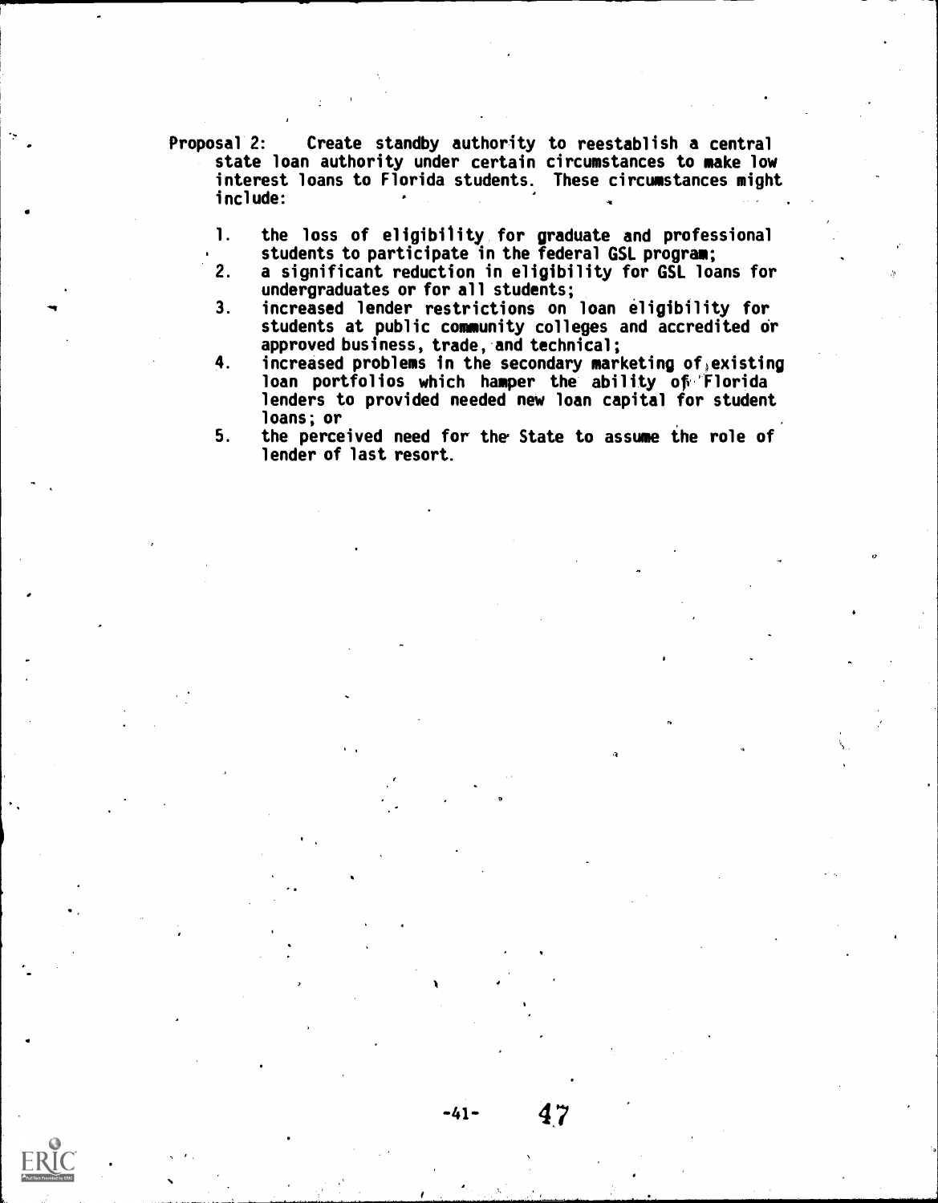Proposal 2: Create standby authority to reestablish a central state loan authority under certain circumstances to make low interest loans to Florida students. These circumstances might include:

1. the loss of eligibility for graduate and professional students to participate in the federal GSL program;
2. a significant reduction in eligibility for GSL loans for undergraduates or for all students;
3. increased lender restrictions on loan eligibility for students at public community colleges and accredited or approved business, trade, and technical;
4. increased problems in the secondary marketing of existing loan portfolios which hamper the ability of Florida lenders to provided needed new loan capital for student loans; or
5. the perceived need for the State to assume the role of lender of last resort.